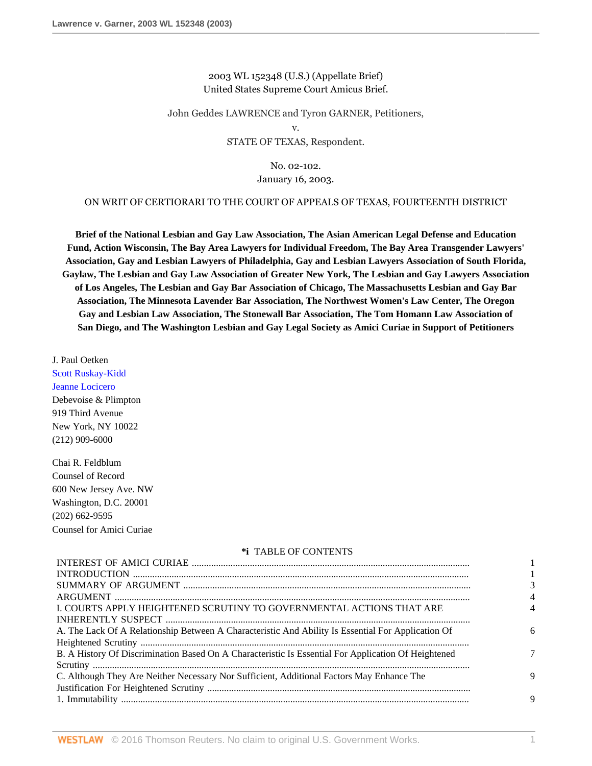2003 WL 152348 (U.S.) (Appellate Brief)
United States Supreme Court Amicus Brief.

John Geddes LAWRENCE and Tyron GARNER, Petitioners,
v.
STATE OF TEXAS, Respondent.

No. 02-102.
January 16, 2003.

ON WRIT OF CERTIORARI TO THE COURT OF APPEALS OF TEXAS, FOURTEENTH DISTRICT

**Brief of the National Lesbian and Gay Law Association, The Asian American Legal Defense and Education Fund, Action Wisconsin, The Bay Area Lawyers for Individual Freedom, The Bay Area Transgender Lawyers' Association, Gay and Lesbian Lawyers of Philadelphia, Gay and Lesbian Lawyers Association of South Florida, Gaylaw, The Lesbian and Gay Law Association of Greater New York, The Lesbian and Gay Lawyers Association of Los Angeles, The Lesbian and Gay Bar Association of Chicago, The Massachusetts Lesbian and Gay Bar Association, The Minnesota Lavender Bar Association, The Northwest Women's Law Center, The Oregon Gay and Lesbian Law Association, The Stonewall Bar Association, The Tom Homann Law Association of San Diego, and The Washington Lesbian and Gay Legal Society as Amici Curiae in Support of Petitioners**

J. Paul Oetken
Scott Ruskay-Kidd
Jeanne Locicero
Debevoise & Plimpton
919 Third Avenue
New York, NY 10022
(212) 909-6000

Chai R. Feldblum
Counsel of Record
600 New Jersey Ave. NW
Washington, D.C. 20001
(202) 662-9595
Counsel for Amici Curiae

**\*i** TABLE OF CONTENTS

| | |
|---|---|
| INTEREST OF AMICI CURIAE | 1 |
| INTRODUCTION | 1 |
| SUMMARY OF ARGUMENT | 3 |
| ARGUMENT | 4 |
| I. COURTS APPLY HEIGHTENED SCRUTINY TO GOVERNMENTAL ACTIONS THAT ARE INHERENTLY SUSPECT | 4 |
| A. The Lack Of A Relationship Between A Characteristic And Ability Is Essential For Application Of Heightened Scrutiny | 6 |
| B. A History Of Discrimination Based On A Characteristic Is Essential For Application Of Heightened Scrutiny | 7 |
| C. Although They Are Neither Necessary Nor Sufficient, Additional Factors May Enhance The Justification For Heightened Scrutiny | 9 |
| 1. Immutability | 9 |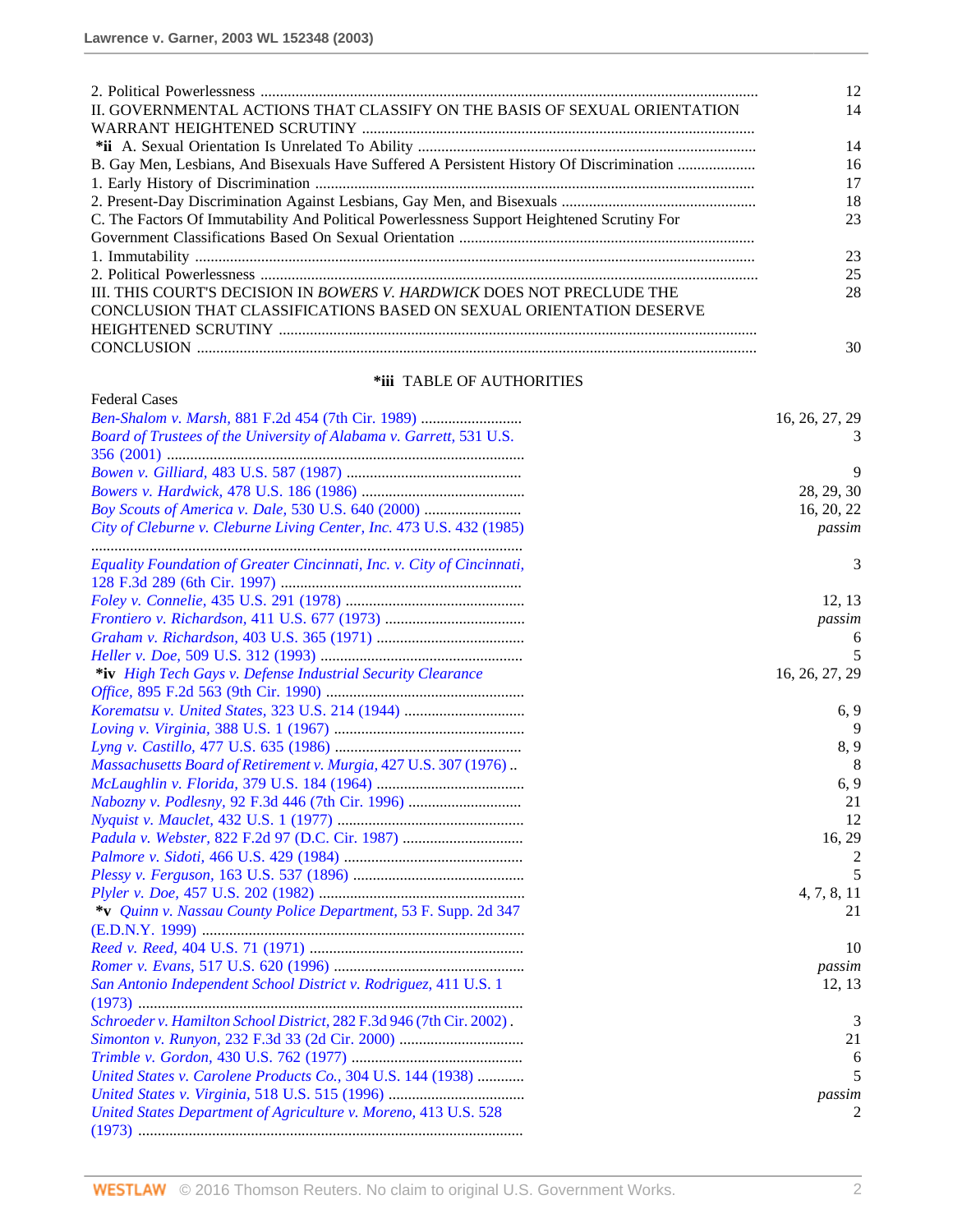| | |
|---|---|
| 2. Political Powerlessness | 12 |
| II. GOVERNMENTAL ACTIONS THAT CLASSIFY ON THE BASIS OF SEXUAL ORIENTATION WARRANT HEIGHTENED SCRUTINY | 14 |
| **\*ii** A. Sexual Orientation Is Unrelated To Ability | 14 |
| B. Gay Men, Lesbians, And Bisexuals Have Suffered A Persistent History Of Discrimination | 16 |
| 1. Early History of Discrimination | 17 |
| 2. Present-Day Discrimination Against Lesbians, Gay Men, and Bisexuals | 18 |
| C. The Factors Of Immutability And Political Powerlessness Support Heightened Scrutiny For Government Classifications Based On Sexual Orientation | 23 |
| 1. Immutability | 23 |
| 2. Political Powerlessness | 25 |
| III. THIS COURT'S DECISION IN *BOWERS V. HARDWICK* DOES NOT PRECLUDE THE CONCLUSION THAT CLASSIFICATIONS BASED ON SEXUAL ORIENTATION DESERVE HEIGHTENED SCRUTINY | 28 |
| CONCLUSION | 30 |

## **\*iii** TABLE OF AUTHORITIES

Federal Cases

| | |
|---|---|
| *Ben-Shalom v. Marsh,* 881 F.2d 454 (7th Cir. 1989) | 16, 26, 27, 29 |
| *Board of Trustees of the University of Alabama v. Garrett,* 531 U.S. 356 (2001) | 3 |
| *Bowen v. Gilliard,* 483 U.S. 587 (1987) | 9 |
| *Bowers v. Hardwick,* 478 U.S. 186 (1986) | 28, 29, 30 |
| *Boy Scouts of America v. Dale,* 530 U.S. 640 (2000) | 16, 20, 22 |
| *City of Cleburne v. Cleburne Living Center, Inc.* 473 U.S. 432 (1985) | *passim* |
| *Equality Foundation of Greater Cincinnati, Inc. v. City of Cincinnati,* 128 F.3d 289 (6th Cir. 1997) | 3 |
| *Foley v. Connelie,* 435 U.S. 291 (1978) | 12, 13 |
| *Frontiero v. Richardson,* 411 U.S. 677 (1973) | *passim* |
| *Graham v. Richardson,* 403 U.S. 365 (1971) | 6 |
| *Heller v. Doe,* 509 U.S. 312 (1993) | 5 |
| **\*iv** *High Tech Gays v. Defense Industrial Security Clearance Office,* 895 F.2d 563 (9th Cir. 1990) | 16, 26, 27, 29 |
| *Korematsu v. United States,* 323 U.S. 214 (1944) | 6, 9 |
| *Loving v. Virginia,* 388 U.S. 1 (1967) | 9 |
| *Lyng v. Castillo,* 477 U.S. 635 (1986) | 8, 9 |
| *Massachusetts Board of Retirement v. Murgia,* 427 U.S. 307 (1976) | 8 |
| *McLaughlin v. Florida,* 379 U.S. 184 (1964) | 6, 9 |
| *Nabozny v. Podlesny,* 92 F.3d 446 (7th Cir. 1996) | 21 |
| *Nyquist v. Mauclet,* 432 U.S. 1 (1977) | 12 |
| *Padula v. Webster,* 822 F.2d 97 (D.C. Cir. 1987) | 16, 29 |
| *Palmore v. Sidoti,* 466 U.S. 429 (1984) | 2 |
| *Plessy v. Ferguson,* 163 U.S. 537 (1896) | 5 |
| *Plyler v. Doe,* 457 U.S. 202 (1982) | 4, 7, 8, 11 |
| **\*v** *Quinn v. Nassau County Police Department,* 53 F. Supp. 2d 347 (E.D.N.Y. 1999) | 21 |
| *Reed v. Reed,* 404 U.S. 71 (1971) | 10 |
| *Romer v. Evans,* 517 U.S. 620 (1996) | *passim* |
| *San Antonio Independent School District v. Rodriguez,* 411 U.S. 1 (1973) | 12, 13 |
| *Schroeder v. Hamilton School District,* 282 F.3d 946 (7th Cir. 2002) | 3 |
| *Simonton v. Runyon,* 232 F.3d 33 (2d Cir. 2000) | 21 |
| *Trimble v. Gordon,* 430 U.S. 762 (1977) | 6 |
| *United States v. Carolene Products Co.,* 304 U.S. 144 (1938) | 5 |
| *United States v. Virginia,* 518 U.S. 515 (1996) | *passim* |
| *United States Department of Agriculture v. Moreno,* 413 U.S. 528 (1973) | 2 |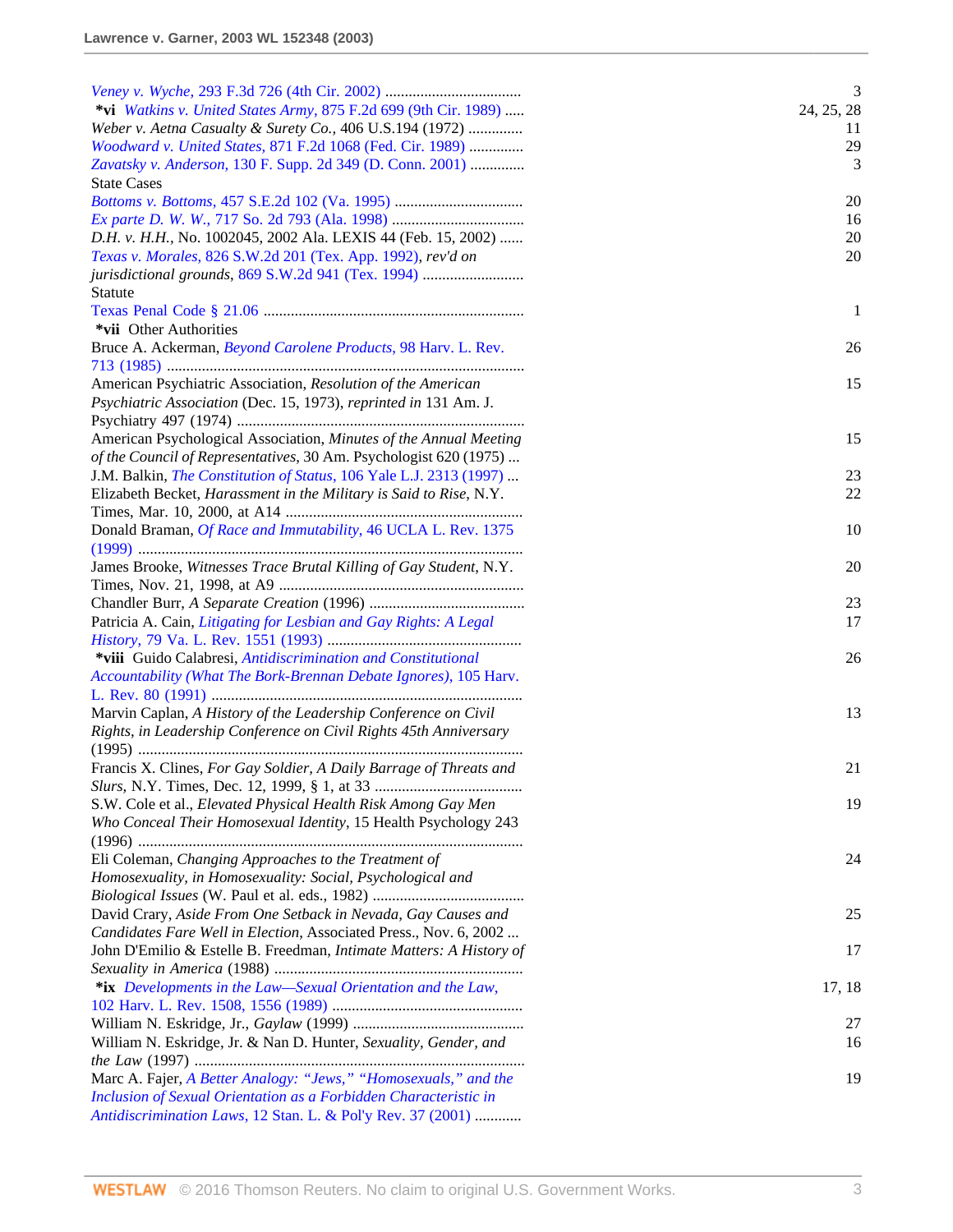| | |
|---|---|
| *Veney v. Wyche*, 293 F.3d 726 (4th Cir. 2002) | 3 |
| **\*vi** *Watkins v. United States Army*, 875 F.2d 699 (9th Cir. 1989) | 24, 25, 28 |
| *Weber v. Aetna Casualty & Surety Co.*, 406 U.S.194 (1972) | 11 |
| *Woodward v. United States*, 871 F.2d 1068 (Fed. Cir. 1989) | 29 |
| *Zavatsky v. Anderson*, 130 F. Supp. 2d 349 (D. Conn. 2001) | 3 |
| State Cases | |
| *Bottoms v. Bottoms*, 457 S.E.2d 102 (Va. 1995) | 20 |
| *Ex parte D. W. W.*, 717 So. 2d 793 (Ala. 1998) | 16 |
| *D.H. v. H.H.*, No. 1002045, 2002 Ala. LEXIS 44 (Feb. 15, 2002) | 20 |
| *Texas v. Morales*, 826 S.W.2d 201 (Tex. App. 1992), *rev'd on jurisdictional grounds*, 869 S.W.2d 941 (Tex. 1994) | 20 |
| Statute | |
| Texas Penal Code § 21.06 | 1 |
| **\*vii** Other Authorities | |
| Bruce A. Ackerman, *Beyond Carolene Products*, 98 Harv. L. Rev. 713 (1985) | 26 |
| American Psychiatric Association, *Resolution of the American Psychiatric Association* (Dec. 15, 1973), *reprinted in* 131 Am. J. Psychiatry 497 (1974) | 15 |
| American Psychological Association, *Minutes of the Annual Meeting of the Council of Representatives*, 30 Am. Psychologist 620 (1975) | 15 |
| J.M. Balkin, *The Constitution of Status*, 106 Yale L.J. 2313 (1997) | 23 |
| Elizabeth Becket, *Harassment in the Military is Said to Rise*, N.Y. Times, Mar. 10, 2000, at A14 | 22 |
| Donald Braman, *Of Race and Immutability*, 46 UCLA L. Rev. 1375 (1999) | 10 |
| James Brooke, *Witnesses Trace Brutal Killing of Gay Student*, N.Y. Times, Nov. 21, 1998, at A9 | 20 |
| Chandler Burr, *A Separate Creation* (1996) | 23 |
| Patricia A. Cain, *Litigating for Lesbian and Gay Rights: A Legal History*, 79 Va. L. Rev. 1551 (1993) | 17 |
| **\*viii** Guido Calabresi, *Antidiscrimination and Constitutional Accountability (What The Bork-Brennan Debate Ignores)*, 105 Harv. L. Rev. 80 (1991) | 26 |
| Marvin Caplan, *A History of the Leadership Conference on Civil Rights, in Leadership Conference on Civil Rights 45th Anniversary* (1995) | 13 |
| Francis X. Clines, *For Gay Soldier, A Daily Barrage of Threats and Slurs*, N.Y. Times, Dec. 12, 1999, § 1, at 33 | 21 |
| S.W. Cole et al., *Elevated Physical Health Risk Among Gay Men Who Conceal Their Homosexual Identity*, 15 Health Psychology 243 (1996) | 19 |
| Eli Coleman, *Changing Approaches to the Treatment of Homosexuality, in Homosexuality: Social, Psychological and Biological Issues* (W. Paul et al. eds., 1982) | 24 |
| David Crary, *Aside From One Setback in Nevada, Gay Causes and Candidates Fare Well in Election*, Associated Press., Nov. 6, 2002 | 25 |
| John D'Emilio & Estelle B. Freedman, *Intimate Matters: A History of Sexuality in America* (1988) | 17 |
| **\*ix** *Developments in the Law—Sexual Orientation and the Law*, 102 Harv. L. Rev. 1508, 1556 (1989) | 17, 18 |
| William N. Eskridge, Jr., *Gaylaw* (1999) | 27 |
| William N. Eskridge, Jr. & Nan D. Hunter, *Sexuality, Gender, and the Law* (1997) | 16 |
| Marc A. Fajer, *A Better Analogy: "Jews," "Homosexuals," and the Inclusion of Sexual Orientation as a Forbidden Characteristic in Antidiscrimination Laws*, 12 Stan. L. & Pol'y Rev. 37 (2001) | 19 |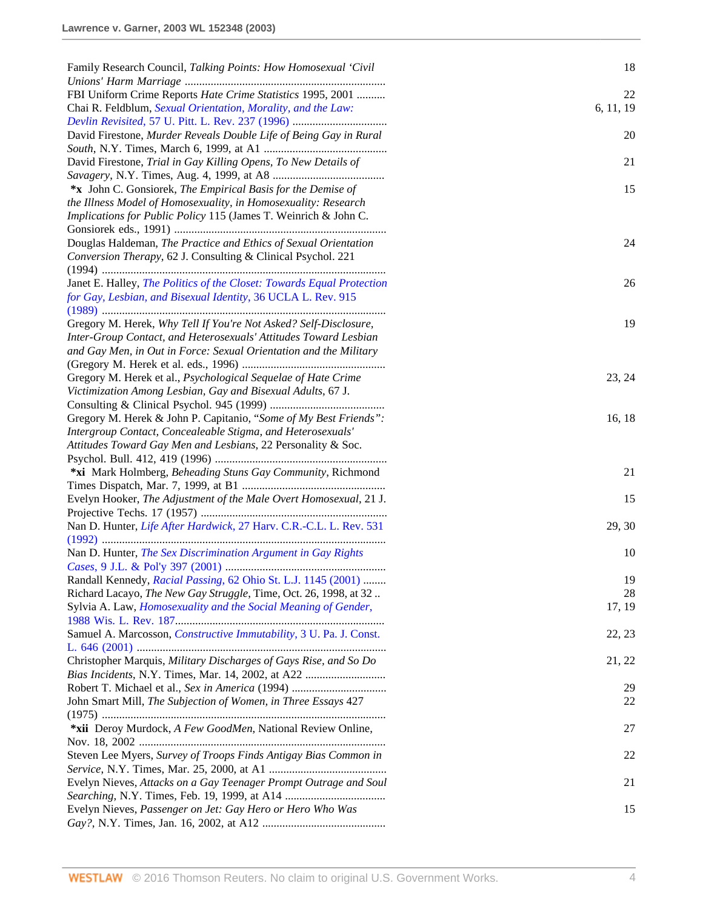Family Research Council, *Talking Points: How Homosexual 'Civil Unions' Harm Marriage* ..... 18

FBI Uniform Crime Reports *Hate Crime Statistics* 1995, 2001 ..... 22

Chai R. Feldblum, *Sexual Orientation, Morality, and the Law: Devlin Revisited,* 57 U. Pitt. L. Rev. 237 (1996) ..... 6, 11, 19

David Firestone, *Murder Reveals Double Life of Being Gay in Rural South*, N.Y. Times, March 6, 1999, at A1 ..... 20

David Firestone, *Trial in Gay Killing Opens, To New Details of Savagery*, N.Y. Times, Aug. 4, 1999, at A8 ..... 21

**\*x** John C. Gonsiorek, *The Empirical Basis for the Demise of the Illness Model of Homosexuality, in Homosexuality: Research Implications for Public Policy* 115 (James T. Weinrich & John C. Gonsiorek eds., 1991) ..... 15

Douglas Haldeman, *The Practice and Ethics of Sexual Orientation Conversion Therapy*, 62 J. Consulting & Clinical Psychol. 221 (1994) ..... 24

Janet E. Halley, *The Politics of the Closet: Towards Equal Protection for Gay, Lesbian, and Bisexual Identity,* 36 UCLA L. Rev. 915 (1989) ..... 26

Gregory M. Herek, *Why Tell If You're Not Asked? Self-Disclosure, Inter-Group Contact, and Heterosexuals' Attitudes Toward Lesbian and Gay Men, in Out in Force: Sexual Orientation and the Military* (Gregory M. Herek et al. eds., 1996) ..... 19

Gregory M. Herek et al., *Psychological Sequelae of Hate Crime Victimization Among Lesbian, Gay and Bisexual Adults*, 67 J. Consulting & Clinical Psychol. 945 (1999) ..... 23, 24

Gregory M. Herek & John P. Capitanio, "*Some of My Best Friends": Intergroup Contact, Concealeable Stigma, and Heterosexuals' Attitudes Toward Gay Men and Lesbians*, 22 Personality & Soc. Psychol. Bull. 412, 419 (1996) ..... 16, 18

**\*xi** Mark Holmberg, *Beheading Stuns Gay Community*, Richmond Times Dispatch, Mar. 7, 1999, at B1 ..... 21

Evelyn Hooker, *The Adjustment of the Male Overt Homosexual*, 21 J. Projective Techs. 17 (1957) ..... 15

Nan D. Hunter, *Life After Hardwick,* 27 Harv. C.R.-C.L. L. Rev. 531 (1992) ..... 29, 30

Nan D. Hunter, *The Sex Discrimination Argument in Gay Rights Cases,* 9 J.L. & Pol'y 397 (2001) ..... 10

Randall Kennedy, *Racial Passing,* 62 Ohio St. L.J. 1145 (2001) ..... 19

Richard Lacayo, *The New Gay Struggle*, Time, Oct. 26, 1998, at 32 .. 28

Sylvia A. Law, *Homosexuality and the Social Meaning of Gender,* 1988 Wis. L. Rev. 187..... 17, 19

Samuel A. Marcosson, *Constructive Immutability,* 3 U. Pa. J. Const. L. 646 (2001) ..... 22, 23

Christopher Marquis, *Military Discharges of Gays Rise, and So Do Bias Incidents*, N.Y. Times, Mar. 14, 2002, at A22 ..... 21, 22

Robert T. Michael et al., *Sex in America* (1994) ..... 29

John Smart Mill, *The Subjection of Women, in Three Essays* 427 (1975) ..... 22

**\*xii** Deroy Murdock, *A Few GoodMen*, National Review Online, Nov. 18, 2002 ..... 27

Steven Lee Myers, *Survey of Troops Finds Antigay Bias Common in Service*, N.Y. Times, Mar. 25, 2000, at A1 ..... 22

Evelyn Nieves, *Attacks on a Gay Teenager Prompt Outrage and Soul Searching*, N.Y. Times, Feb. 19, 1999, at A14 ..... 21

Evelyn Nieves, *Passenger on Jet: Gay Hero or Hero Who Was Gay?*, N.Y. Times, Jan. 16, 2002, at A12 ..... 15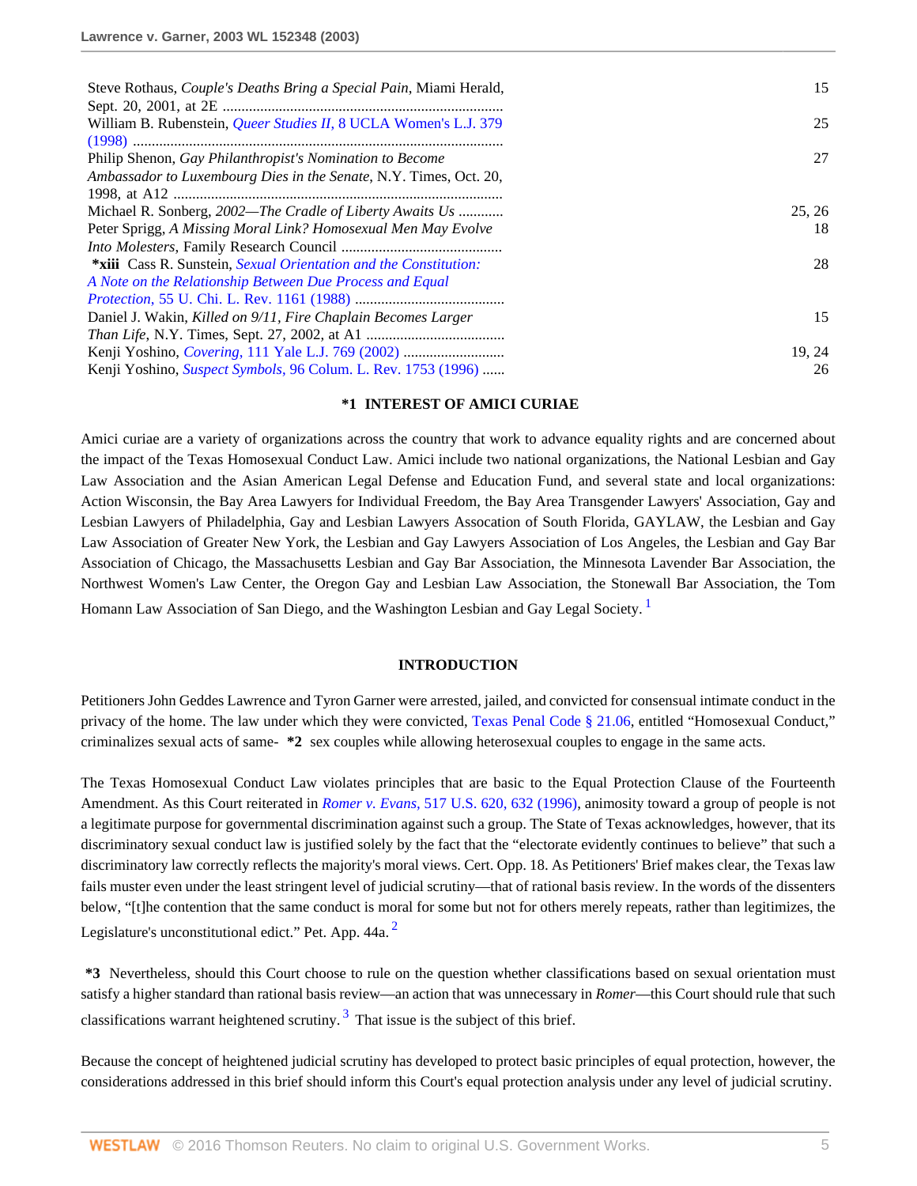| | |
|---|---|
| Steve Rothaus, *Couple's Deaths Bring a Special Pain*, Miami Herald, Sept. 20, 2001, at 2E .......................................................................... | 15 |
| William B. Rubenstein, *Queer Studies II*, 8 UCLA Women's L.J. 379 (1998) .................................................................................................. | 25 |
| Philip Shenon, *Gay Philanthropist's Nomination to Become Ambassador to Luxembourg Dies in the Senate*, N.Y. Times, Oct. 20, 1998, at A12 ....................................................................................... | 27 |
| Michael R. Sonberg, *2002—The Cradle of Liberty Awaits Us* ........... | 25, 26 |
| Peter Sprigg, *A Missing Moral Link? Homosexual Men May Evolve Into Molesters*, Family Research Council ........................................... | 18 |
| **\*xiii** Cass R. Sunstein, *Sexual Orientation and the Constitution: A Note on the Relationship Between Due Process and Equal Protection*, 55 U. Chi. L. Rev. 1161 (1988) ........................................ | 28 |
| Daniel J. Wakin, *Killed on 9/11, Fire Chaplain Becomes Larger Than Life*, N.Y. Times, Sept. 27, 2002, at A1 .................................... | 15 |
| Kenji Yoshino, *Covering*, 111 Yale L.J. 769 (2002) ........................... | 19, 24 |
| Kenji Yoshino, *Suspect Symbols*, 96 Colum. L. Rev. 1753 (1996) ...... | 26 |

### *1 INTEREST OF AMICI CURIAE

Amici curiae are a variety of organizations across the country that work to advance equality rights and are concerned about the impact of the Texas Homosexual Conduct Law. Amici include two national organizations, the National Lesbian and Gay Law Association and the Asian American Legal Defense and Education Fund, and several state and local organizations: Action Wisconsin, the Bay Area Lawyers for Individual Freedom, the Bay Area Transgender Lawyers' Association, Gay and Lesbian Lawyers of Philadelphia, Gay and Lesbian Lawyers Assocation of South Florida, GAYLAW, the Lesbian and Gay Law Association of Greater New York, the Lesbian and Gay Lawyers Association of Los Angeles, the Lesbian and Gay Bar Association of Chicago, the Massachusetts Lesbian and Gay Bar Association, the Minnesota Lavender Bar Association, the Northwest Women's Law Center, the Oregon Gay and Lesbian Law Association, the Stonewall Bar Association, the Tom Homann Law Association of San Diego, and the Washington Lesbian and Gay Legal Society. [1]

### INTRODUCTION

Petitioners John Geddes Lawrence and Tyron Garner were arrested, jailed, and convicted for consensual intimate conduct in the privacy of the home. The law under which they were convicted, Texas Penal Code § 21.06, entitled "Homosexual Conduct," criminalizes sexual acts of same- **\*2** sex couples while allowing heterosexual couples to engage in the same acts.

The Texas Homosexual Conduct Law violates principles that are basic to the Equal Protection Clause of the Fourteenth Amendment. As this Court reiterated in *Romer v. Evans*, 517 U.S. 620, 632 (1996), animosity toward a group of people is not a legitimate purpose for governmental discrimination against such a group. The State of Texas acknowledges, however, that its discriminatory sexual conduct law is justified solely by the fact that the "electorate evidently continues to believe" that such a discriminatory law correctly reflects the majority's moral views. Cert. Opp. 18. As Petitioners' Brief makes clear, the Texas law fails muster even under the least stringent level of judicial scrutiny—that of rational basis review. In the words of the dissenters below, "[t]he contention that the same conduct is moral for some but not for others merely repeats, rather than legitimizes, the Legislature's unconstitutional edict." Pet. App. 44a. [2]

**\*3** Nevertheless, should this Court choose to rule on the question whether classifications based on sexual orientation must satisfy a higher standard than rational basis review—an action that was unnecessary in *Romer*—this Court should rule that such classifications warrant heightened scrutiny. [3] That issue is the subject of this brief.

Because the concept of heightened judicial scrutiny has developed to protect basic principles of equal protection, however, the considerations addressed in this brief should inform this Court's equal protection analysis under any level of judicial scrutiny.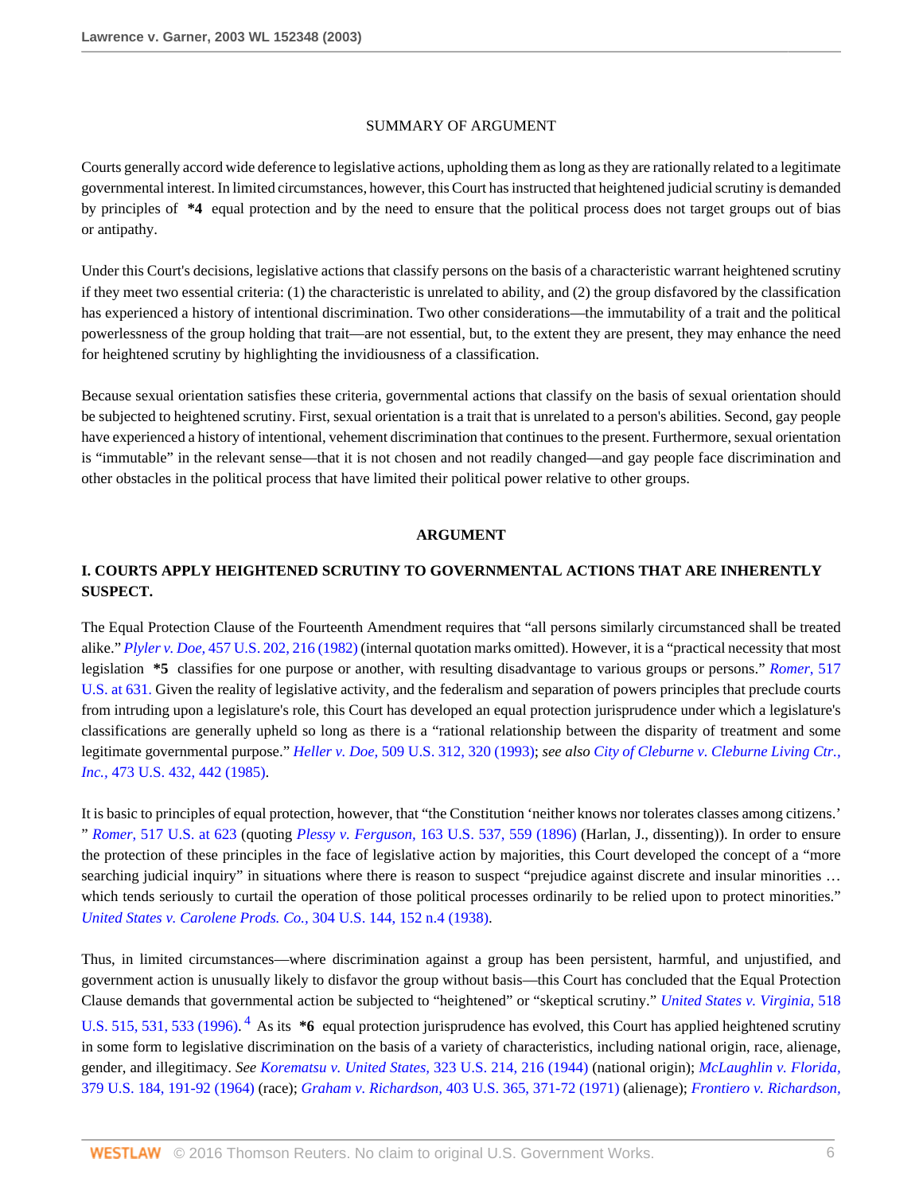SUMMARY OF ARGUMENT

Courts generally accord wide deference to legislative actions, upholding them as long as they are rationally related to a legitimate governmental interest. In limited circumstances, however, this Court has instructed that heightened judicial scrutiny is demanded by principles of **\*4** equal protection and by the need to ensure that the political process does not target groups out of bias or antipathy.

Under this Court's decisions, legislative actions that classify persons on the basis of a characteristic warrant heightened scrutiny if they meet two essential criteria: (1) the characteristic is unrelated to ability, and (2) the group disfavored by the classification has experienced a history of intentional discrimination. Two other considerations—the immutability of a trait and the political powerlessness of the group holding that trait—are not essential, but, to the extent they are present, they may enhance the need for heightened scrutiny by highlighting the invidiousness of a classification.

Because sexual orientation satisfies these criteria, governmental actions that classify on the basis of sexual orientation should be subjected to heightened scrutiny. First, sexual orientation is a trait that is unrelated to a person's abilities. Second, gay people have experienced a history of intentional, vehement discrimination that continues to the present. Furthermore, sexual orientation is "immutable" in the relevant sense—that it is not chosen and not readily changed—and gay people face discrimination and other obstacles in the political process that have limited their political power relative to other groups.

**ARGUMENT**

## I. COURTS APPLY HEIGHTENED SCRUTINY TO GOVERNMENTAL ACTIONS THAT ARE INHERENTLY SUSPECT.

The Equal Protection Clause of the Fourteenth Amendment requires that "all persons similarly circumstanced shall be treated alike." *Plyler v. Doe,* 457 U.S. 202, 216 (1982) (internal quotation marks omitted). However, it is a "practical necessity that most legislation **\*5** classifies for one purpose or another, with resulting disadvantage to various groups or persons." *Romer,* 517 U.S. at 631. Given the reality of legislative activity, and the federalism and separation of powers principles that preclude courts from intruding upon a legislature's role, this Court has developed an equal protection jurisprudence under which a legislature's classifications are generally upheld so long as there is a "rational relationship between the disparity of treatment and some legitimate governmental purpose." *Heller v. Doe,* 509 U.S. 312, 320 (1993); *see also City of Cleburne v. Cleburne Living Ctr., Inc.,* 473 U.S. 432, 442 (1985).

It is basic to principles of equal protection, however, that "the Constitution 'neither knows nor tolerates classes among citizens.' " *Romer,* 517 U.S. at 623 (quoting *Plessy v. Ferguson,* 163 U.S. 537, 559 (1896) (Harlan, J., dissenting)). In order to ensure the protection of these principles in the face of legislative action by majorities, this Court developed the concept of a "more searching judicial inquiry" in situations where there is reason to suspect "prejudice against discrete and insular minorities … which tends seriously to curtail the operation of those political processes ordinarily to be relied upon to protect minorities." *United States v. Carolene Prods. Co.,* 304 U.S. 144, 152 n.4 (1938).

Thus, in limited circumstances—where discrimination against a group has been persistent, harmful, and unjustified, and government action is unusually likely to disfavor the group without basis—this Court has concluded that the Equal Protection Clause demands that governmental action be subjected to "heightened" or "skeptical scrutiny." *United States v. Virginia,* 518 U.S. 515, 531, 533 (1996).[4] As its **\*6** equal protection jurisprudence has evolved, this Court has applied heightened scrutiny in some form to legislative discrimination on the basis of a variety of characteristics, including national origin, race, alienage, gender, and illegitimacy. *See Korematsu v. United States,* 323 U.S. 214, 216 (1944) (national origin); *McLaughlin v. Florida,* 379 U.S. 184, 191-92 (1964) (race); *Graham v. Richardson,* 403 U.S. 365, 371-72 (1971) (alienage); *Frontiero v. Richardson,*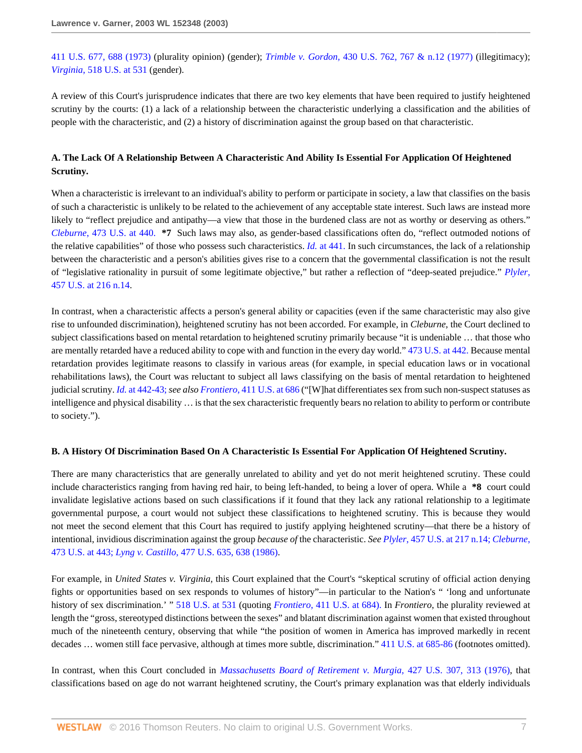411 U.S. 677, 688 (1973) (plurality opinion) (gender); *Trimble v. Gordon,* 430 U.S. 762, 767 & n.12 (1977) (illegitimacy); *Virginia,* 518 U.S. at 531 (gender).

A review of this Court's jurisprudence indicates that there are two key elements that have been required to justify heightened scrutiny by the courts: (1) a lack of a relationship between the characteristic underlying a classification and the abilities of people with the characteristic, and (2) a history of discrimination against the group based on that characteristic.

### A. The Lack Of A Relationship Between A Characteristic And Ability Is Essential For Application Of Heightened Scrutiny.

When a characteristic is irrelevant to an individual's ability to perform or participate in society, a law that classifies on the basis of such a characteristic is unlikely to be related to the achievement of any acceptable state interest. Such laws are instead more likely to "reflect prejudice and antipathy—a view that those in the burdened class are not as worthy or deserving as others." *Cleburne,* 473 U.S. at 440. **\*7** Such laws may also, as gender-based classifications often do, "reflect outmoded notions of the relative capabilities" of those who possess such characteristics. *Id.* at 441. In such circumstances, the lack of a relationship between the characteristic and a person's abilities gives rise to a concern that the governmental classification is not the result of "legislative rationality in pursuit of some legitimate objective," but rather a reflection of "deep-seated prejudice." *Plyler,* 457 U.S. at 216 n.14.

In contrast, when a characteristic affects a person's general ability or capacities (even if the same characteristic may also give rise to unfounded discrimination), heightened scrutiny has not been accorded. For example, in *Cleburne,* the Court declined to subject classifications based on mental retardation to heightened scrutiny primarily because "it is undeniable … that those who are mentally retarded have a reduced ability to cope with and function in the every day world." 473 U.S. at 442. Because mental retardation provides legitimate reasons to classify in various areas (for example, in special education laws or in vocational rehabilitations laws), the Court was reluctant to subject all laws classifying on the basis of mental retardation to heightened judicial scrutiny. *Id.* at 442-43; *see also Frontiero,* 411 U.S. at 686 ("[W]hat differentiates sex from such non-suspect statuses as intelligence and physical disability … is that the sex characteristic frequently bears no relation to ability to perform or contribute to society.").

### B. A History Of Discrimination Based On A Characteristic Is Essential For Application Of Heightened Scrutiny.

There are many characteristics that are generally unrelated to ability and yet do not merit heightened scrutiny. These could include characteristics ranging from having red hair, to being left-handed, to being a lover of opera. While a **\*8** court could invalidate legislative actions based on such classifications if it found that they lack any rational relationship to a legitimate governmental purpose, a court would not subject these classifications to heightened scrutiny. This is because they would not meet the second element that this Court has required to justify applying heightened scrutiny—that there be a history of intentional, invidious discrimination against the group *because of* the characteristic. *See Plyler,* 457 U.S. at 217 n.14; *Cleburne,* 473 U.S. at 443; *Lyng v. Castillo,* 477 U.S. 635, 638 (1986).

For example, in *United States v. Virginia,* this Court explained that the Court's "skeptical scrutiny of official action denying fights or opportunities based on sex responds to volumes of history"—in particular to the Nation's " 'long and unfortunate history of sex discrimination.' " 518 U.S. at 531 (quoting *Frontiero,* 411 U.S. at 684). In *Frontiero,* the plurality reviewed at length the "gross, stereotyped distinctions between the sexes" and blatant discrimination against women that existed throughout much of the nineteenth century, observing that while "the position of women in America has improved markedly in recent decades … women still face pervasive, although at times more subtle, discrimination." 411 U.S. at 685-86 (footnotes omitted).

In contrast, when this Court concluded in *Massachusetts Board of Retirement v. Murgia,* 427 U.S. 307, 313 (1976), that classifications based on age do not warrant heightened scrutiny, the Court's primary explanation was that elderly individuals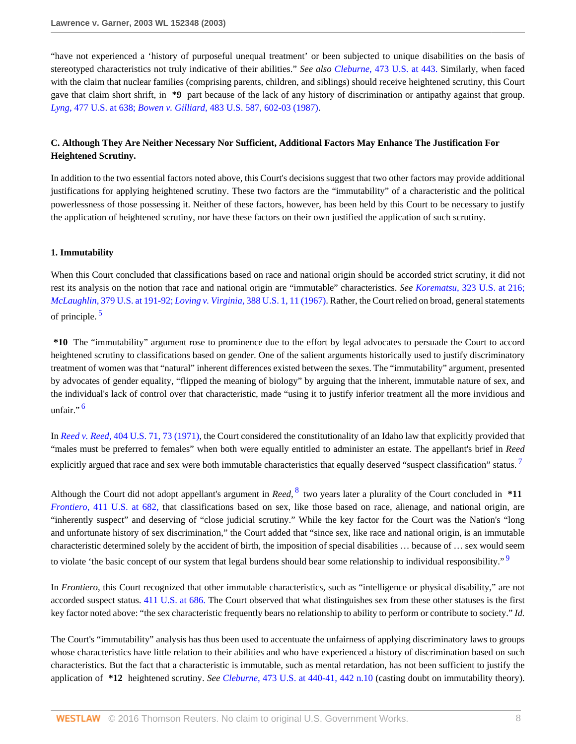"have not experienced a 'history of purposeful unequal treatment' or been subjected to unique disabilities on the basis of stereotyped characteristics not truly indicative of their abilities." *See also Cleburne*, 473 U.S. at 443. Similarly, when faced with the claim that nuclear families (comprising parents, children, and siblings) should receive heightened scrutiny, this Court gave that claim short shrift, in **\*9** part because of the lack of any history of discrimination or antipathy against that group. *Lyng*, 477 U.S. at 638; *Bowen v. Gilliard*, 483 U.S. 587, 602-03 (1987).

**C. Although They Are Neither Necessary Nor Sufficient, Additional Factors May Enhance The Justification For Heightened Scrutiny.**

In addition to the two essential factors noted above, this Court's decisions suggest that two other factors may provide additional justifications for applying heightened scrutiny. These two factors are the "immutability" of a characteristic and the political powerlessness of those possessing it. Neither of these factors, however, has been held by this Court to be necessary to justify the application of heightened scrutiny, nor have these factors on their own justified the application of such scrutiny.

**1. Immutability**

When this Court concluded that classifications based on race and national origin should be accorded strict scrutiny, it did not rest its analysis on the notion that race and national origin are "immutable" characteristics. *See Korematsu*, 323 U.S. at 216; *McLaughlin*, 379 U.S. at 191-92; *Loving v. Virginia*, 388 U.S. 1, 11 (1967). Rather, the Court relied on broad, general statements of principle. [5]

**\*10** The "immutability" argument rose to prominence due to the effort by legal advocates to persuade the Court to accord heightened scrutiny to classifications based on gender. One of the salient arguments historically used to justify discriminatory treatment of women was that "natural" inherent differences existed between the sexes. The "immutability" argument, presented by advocates of gender equality, "flipped the meaning of biology" by arguing that the inherent, immutable nature of sex, and the individual's lack of control over that characteristic, made "using it to justify inferior treatment all the more invidious and unfair." [6]

In *Reed v. Reed*, 404 U.S. 71, 73 (1971), the Court considered the constitutionality of an Idaho law that explicitly provided that "males must be preferred to females" when both were equally entitled to administer an estate. The appellant's brief in *Reed* explicitly argued that race and sex were both immutable characteristics that equally deserved "suspect classification" status. [7]

Although the Court did not adopt appellant's argument in *Reed*, [8] two years later a plurality of the Court concluded in **\*11** *Frontiero*, 411 U.S. at 682, that classifications based on sex, like those based on race, alienage, and national origin, are "inherently suspect" and deserving of "close judicial scrutiny." While the key factor for the Court was the Nation's "long and unfortunate history of sex discrimination," the Court added that "since sex, like race and national origin, is an immutable characteristic determined solely by the accident of birth, the imposition of special disabilities … because of … sex would seem to violate 'the basic concept of our system that legal burdens should bear some relationship to individual responsibility.'" [9]

In *Frontiero*, this Court recognized that other immutable characteristics, such as "intelligence or physical disability," are not accorded suspect status. 411 U.S. at 686. The Court observed that what distinguishes sex from these other statuses is the first key factor noted above: "the sex characteristic frequently bears no relationship to ability to perform or contribute to society." *Id.*

The Court's "immutability" analysis has thus been used to accentuate the unfairness of applying discriminatory laws to groups whose characteristics have little relation to their abilities and who have experienced a history of discrimination based on such characteristics. But the fact that a characteristic is immutable, such as mental retardation, has not been sufficient to justify the application of **\*12** heightened scrutiny. *See Cleburne*, 473 U.S. at 440-41, 442 n.10 (casting doubt on immutability theory).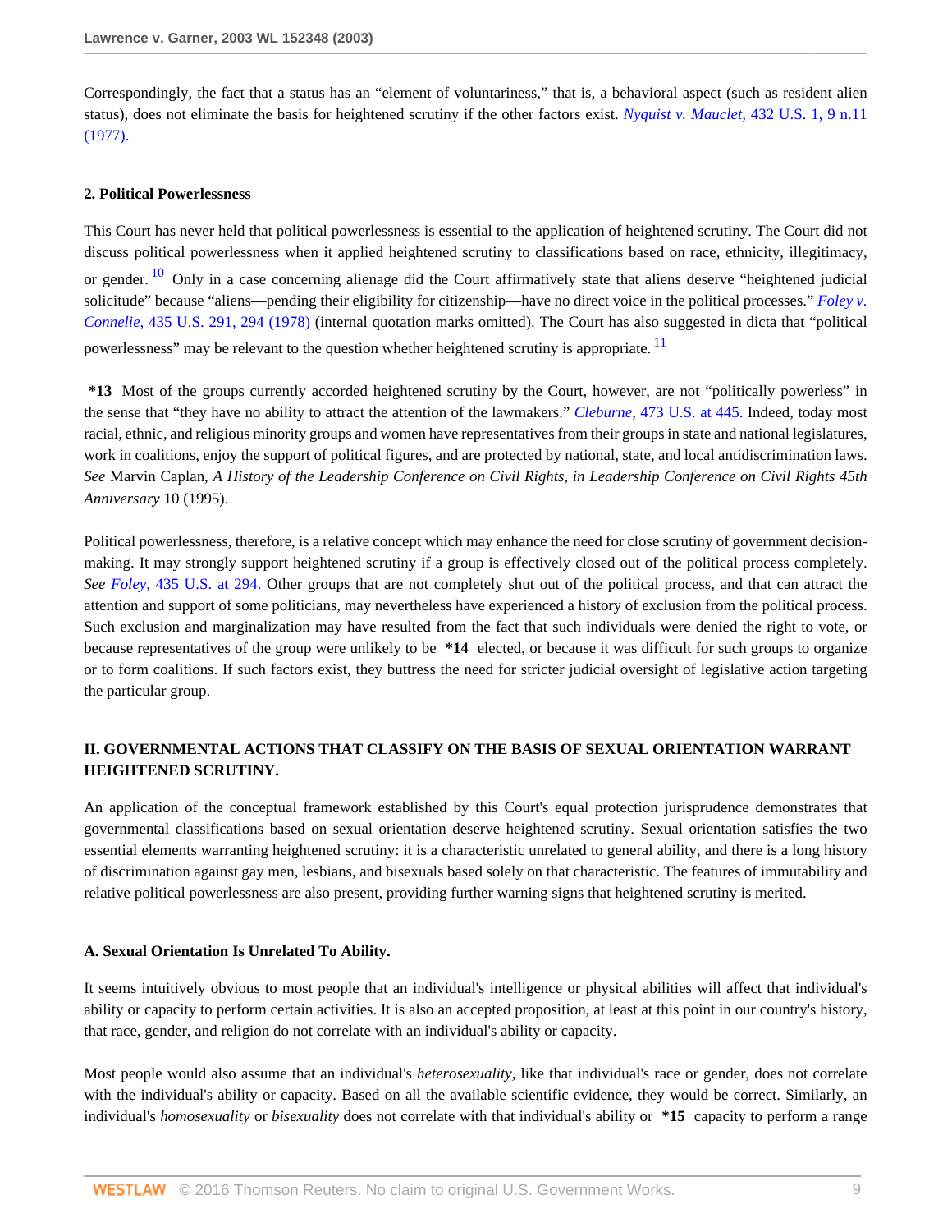Correspondingly, the fact that a status has an "element of voluntariness," that is, a behavioral aspect (such as resident alien status), does not eliminate the basis for heightened scrutiny if the other factors exist. *Nyquist v. Mauclet,* 432 U.S. 1, 9 n.11 (1977).

### 2. Political Powerlessness

This Court has never held that political powerlessness is essential to the application of heightened scrutiny. The Court did not discuss political powerlessness when it applied heightened scrutiny to classifications based on race, ethnicity, illegitimacy, or gender. [10] Only in a case concerning alienage did the Court affirmatively state that aliens deserve "heightened judicial solicitude" because "aliens—pending their eligibility for citizenship—have no direct voice in the political processes." *Foley v. Connelie,* 435 U.S. 291, 294 (1978) (internal quotation marks omitted). The Court has also suggested in dicta that "political powerlessness" may be relevant to the question whether heightened scrutiny is appropriate. [11]

**\*13** Most of the groups currently accorded heightened scrutiny by the Court, however, are not "politically powerless" in the sense that "they have no ability to attract the attention of the lawmakers." *Cleburne,* 473 U.S. at 445. Indeed, today most racial, ethnic, and religious minority groups and women have representatives from their groups in state and national legislatures, work in coalitions, enjoy the support of political figures, and are protected by national, state, and local antidiscrimination laws. *See* Marvin Caplan, *A History of the Leadership Conference on Civil Rights, in Leadership Conference on Civil Rights 45th Anniversary* 10 (1995).

Political powerlessness, therefore, is a relative concept which may enhance the need for close scrutiny of government decision-making. It may strongly support heightened scrutiny if a group is effectively closed out of the political process completely. *See Foley,* 435 U.S. at 294. Other groups that are not completely shut out of the political process, and that can attract the attention and support of some politicians, may nevertheless have experienced a history of exclusion from the political process. Such exclusion and marginalization may have resulted from the fact that such individuals were denied the right to vote, or because representatives of the group were unlikely to be **\*14** elected, or because it was difficult for such groups to organize or to form coalitions. If such factors exist, they buttress the need for stricter judicial oversight of legislative action targeting the particular group.

## II. GOVERNMENTAL ACTIONS THAT CLASSIFY ON THE BASIS OF SEXUAL ORIENTATION WARRANT HEIGHTENED SCRUTINY.

An application of the conceptual framework established by this Court's equal protection jurisprudence demonstrates that governmental classifications based on sexual orientation deserve heightened scrutiny. Sexual orientation satisfies the two essential elements warranting heightened scrutiny: it is a characteristic unrelated to general ability, and there is a long history of discrimination against gay men, lesbians, and bisexuals based solely on that characteristic. The features of immutability and relative political powerlessness are also present, providing further warning signs that heightened scrutiny is merited.

### A. Sexual Orientation Is Unrelated To Ability.

It seems intuitively obvious to most people that an individual's intelligence or physical abilities will affect that individual's ability or capacity to perform certain activities. It is also an accepted proposition, at least at this point in our country's history, that race, gender, and religion do not correlate with an individual's ability or capacity.

Most people would also assume that an individual's *heterosexuality*, like that individual's race or gender, does not correlate with the individual's ability or capacity. Based on all the available scientific evidence, they would be correct. Similarly, an individual's *homosexuality* or *bisexuality* does not correlate with that individual's ability or **\*15** capacity to perform a range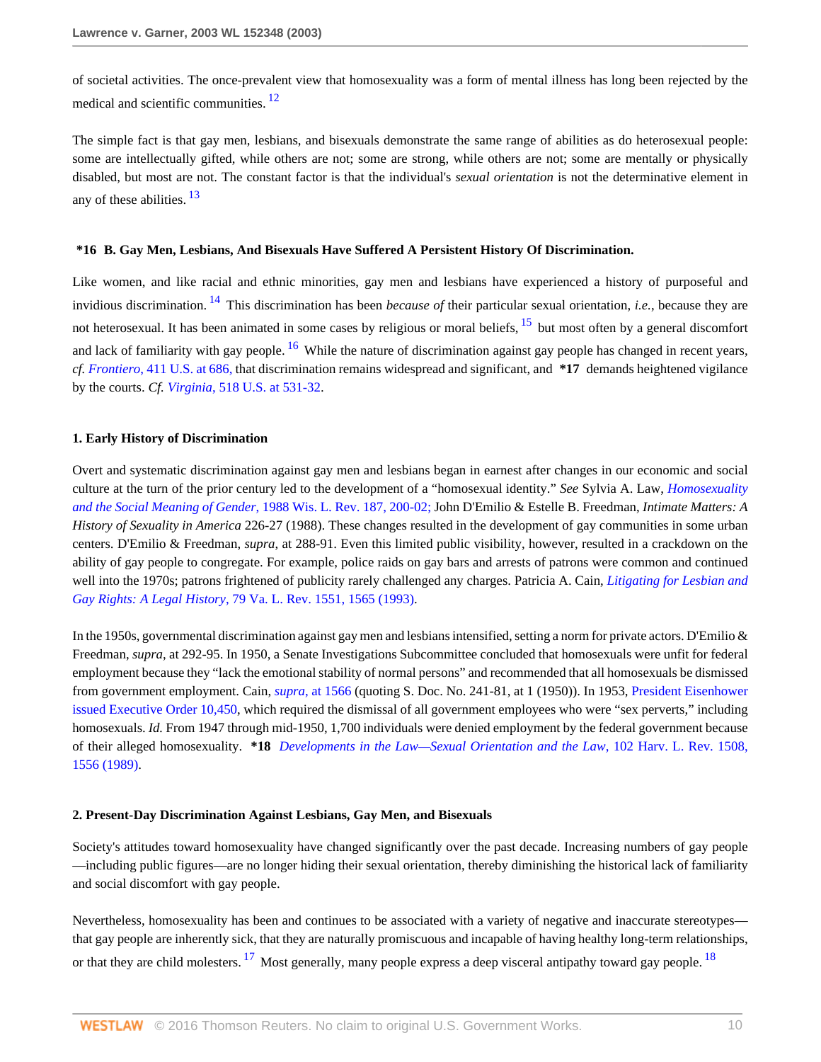of societal activities. The once-prevalent view that homosexuality was a form of mental illness has long been rejected by the medical and scientific communities. [12]

The simple fact is that gay men, lesbians, and bisexuals demonstrate the same range of abilities as do heterosexual people: some are intellectually gifted, while others are not; some are strong, while others are not; some are mentally or physically disabled, but most are not. The constant factor is that the individual's *sexual orientation* is not the determinative element in any of these abilities. [13]

### *16 B. Gay Men, Lesbians, And Bisexuals Have Suffered A Persistent History Of Discrimination.

Like women, and like racial and ethnic minorities, gay men and lesbians have experienced a history of purposeful and invidious discrimination. [14] This discrimination has been *because of* their particular sexual orientation, *i.e.*, because they are not heterosexual. It has been animated in some cases by religious or moral beliefs, [15] but most often by a general discomfort and lack of familiarity with gay people. [16] While the nature of discrimination against gay people has changed in recent years, *cf. Frontiero,* 411 U.S. at 686, that discrimination remains widespread and significant, and **\*17** demands heightened vigilance by the courts. *Cf. Virginia,* 518 U.S. at 531-32.

#### 1. Early History of Discrimination

Overt and systematic discrimination against gay men and lesbians began in earnest after changes in our economic and social culture at the turn of the prior century led to the development of a "homosexual identity." *See* Sylvia A. Law, *Homosexuality and the Social Meaning of Gender,* 1988 Wis. L. Rev. 187, 200-02; John D'Emilio & Estelle B. Freedman, *Intimate Matters: A History of Sexuality in America* 226-27 (1988). These changes resulted in the development of gay communities in some urban centers. D'Emilio & Freedman, *supra,* at 288-91. Even this limited public visibility, however, resulted in a crackdown on the ability of gay people to congregate. For example, police raids on gay bars and arrests of patrons were common and continued well into the 1970s; patrons frightened of publicity rarely challenged any charges. Patricia A. Cain, *Litigating for Lesbian and Gay Rights: A Legal History,* 79 Va. L. Rev. 1551, 1565 (1993).

In the 1950s, governmental discrimination against gay men and lesbians intensified, setting a norm for private actors. D'Emilio & Freedman, *supra*, at 292-95. In 1950, a Senate Investigations Subcommittee concluded that homosexuals were unfit for federal employment because they "lack the emotional stability of normal persons" and recommended that all homosexuals be dismissed from government employment. Cain, *supra,* at 1566 (quoting S. Doc. No. 241-81, at 1 (1950)). In 1953, President Eisenhower issued Executive Order 10,450, which required the dismissal of all government employees who were "sex perverts," including homosexuals. *Id.* From 1947 through mid-1950, 1,700 individuals were denied employment by the federal government because of their alleged homosexuality. **\*18** *Developments in the Law—Sexual Orientation and the Law,* 102 Harv. L. Rev. 1508, 1556 (1989).

#### 2. Present-Day Discrimination Against Lesbians, Gay Men, and Bisexuals

Society's attitudes toward homosexuality have changed significantly over the past decade. Increasing numbers of gay people —including public figures—are no longer hiding their sexual orientation, thereby diminishing the historical lack of familiarity and social discomfort with gay people.

Nevertheless, homosexuality has been and continues to be associated with a variety of negative and inaccurate stereotypes— that gay people are inherently sick, that they are naturally promiscuous and incapable of having healthy long-term relationships, or that they are child molesters. [17] Most generally, many people express a deep visceral antipathy toward gay people. [18]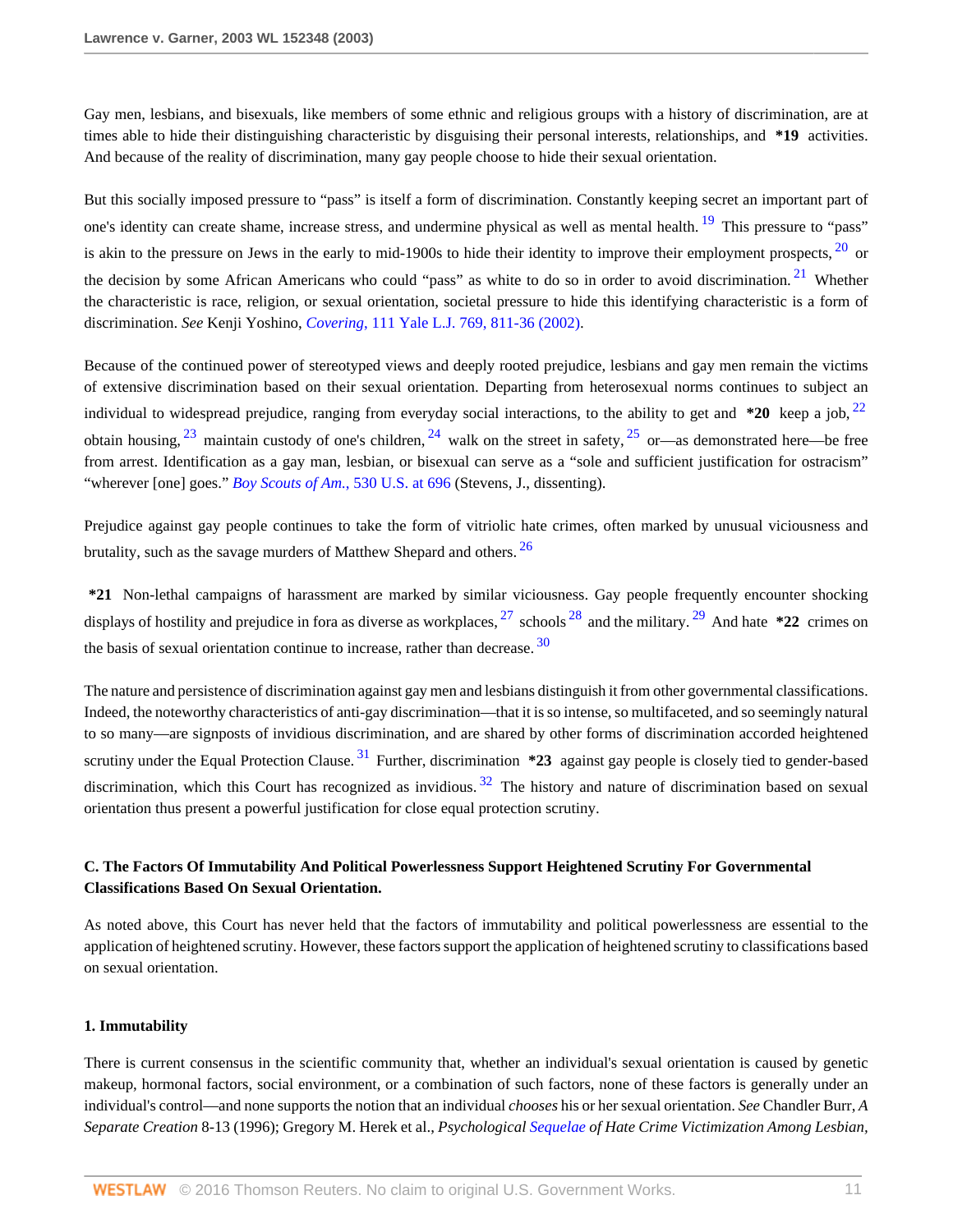Gay men, lesbians, and bisexuals, like members of some ethnic and religious groups with a history of discrimination, are at times able to hide their distinguishing characteristic by disguising their personal interests, relationships, and **\*19** activities. And because of the reality of discrimination, many gay people choose to hide their sexual orientation.

But this socially imposed pressure to "pass" is itself a form of discrimination. Constantly keeping secret an important part of one's identity can create shame, increase stress, and undermine physical as well as mental health. [19] This pressure to "pass" is akin to the pressure on Jews in the early to mid-1900s to hide their identity to improve their employment prospects, [20] or the decision by some African Americans who could "pass" as white to do so in order to avoid discrimination. [21] Whether the characteristic is race, religion, or sexual orientation, societal pressure to hide this identifying characteristic is a form of discrimination. *See* Kenji Yoshino, *Covering*, 111 Yale L.J. 769, 811-36 (2002).

Because of the continued power of stereotyped views and deeply rooted prejudice, lesbians and gay men remain the victims of extensive discrimination based on their sexual orientation. Departing from heterosexual norms continues to subject an individual to widespread prejudice, ranging from everyday social interactions, to the ability to get and **\*20** keep a job, [22] obtain housing, [23] maintain custody of one's children, [24] walk on the street in safety, [25] or—as demonstrated here—be free from arrest. Identification as a gay man, lesbian, or bisexual can serve as a "sole and sufficient justification for ostracism" "wherever [one] goes." *Boy Scouts of Am.*, 530 U.S. at 696 (Stevens, J., dissenting).

Prejudice against gay people continues to take the form of vitriolic hate crimes, often marked by unusual viciousness and brutality, such as the savage murders of Matthew Shepard and others. [26]

**\*21** Non-lethal campaigns of harassment are marked by similar viciousness. Gay people frequently encounter shocking displays of hostility and prejudice in fora as diverse as workplaces, [27] schools [28] and the military. [29] And hate **\*22** crimes on the basis of sexual orientation continue to increase, rather than decrease. [30]

The nature and persistence of discrimination against gay men and lesbians distinguish it from other governmental classifications. Indeed, the noteworthy characteristics of anti-gay discrimination—that it is so intense, so multifaceted, and so seemingly natural to so many—are signposts of invidious discrimination, and are shared by other forms of discrimination accorded heightened scrutiny under the Equal Protection Clause. [31] Further, discrimination **\*23** against gay people is closely tied to gender-based discrimination, which this Court has recognized as invidious. [32] The history and nature of discrimination based on sexual orientation thus present a powerful justification for close equal protection scrutiny.

### C. The Factors Of Immutability And Political Powerlessness Support Heightened Scrutiny For Governmental Classifications Based On Sexual Orientation.

As noted above, this Court has never held that the factors of immutability and political powerlessness are essential to the application of heightened scrutiny. However, these factors support the application of heightened scrutiny to classifications based on sexual orientation.

#### 1. Immutability

There is current consensus in the scientific community that, whether an individual's sexual orientation is caused by genetic makeup, hormonal factors, social environment, or a combination of such factors, none of these factors is generally under an individual's control—and none supports the notion that an individual *chooses* his or her sexual orientation. *See* Chandler Burr, *A Separate Creation* 8-13 (1996); Gregory M. Herek et al., *Psychological Sequelae of Hate Crime Victimization Among Lesbian,*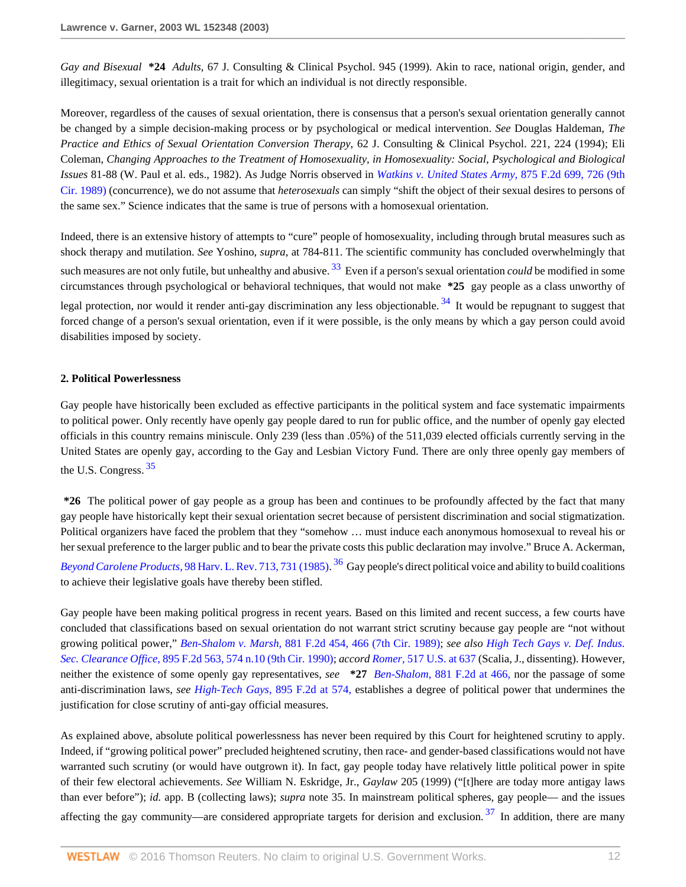*Gay and Bisexual* **\*24** *Adults*, 67 J. Consulting & Clinical Psychol. 945 (1999). Akin to race, national origin, gender, and illegitimacy, sexual orientation is a trait for which an individual is not directly responsible.

Moreover, regardless of the causes of sexual orientation, there is consensus that a person's sexual orientation generally cannot be changed by a simple decision-making process or by psychological or medical intervention. *See* Douglas Haldeman, *The Practice and Ethics of Sexual Orientation Conversion Therapy*, 62 J. Consulting & Clinical Psychol. 221, 224 (1994); Eli Coleman, *Changing Approaches to the Treatment of Homosexuality, in Homosexuality: Social, Psychological and Biological Issues* 81-88 (W. Paul et al. eds., 1982). As Judge Norris observed in *Watkins v. United States Army,* 875 F.2d 699, 726 (9th Cir. 1989) (concurrence), we do not assume that *heterosexuals* can simply "shift the object of their sexual desires to persons of the same sex." Science indicates that the same is true of persons with a homosexual orientation.

Indeed, there is an extensive history of attempts to "cure" people of homosexuality, including through brutal measures such as shock therapy and mutilation. *See* Yoshino, *supra*, at 784-811. The scientific community has concluded overwhelmingly that such measures are not only futile, but unhealthy and abusive. [33] Even if a person's sexual orientation *could* be modified in some circumstances through psychological or behavioral techniques, that would not make **\*25** gay people as a class unworthy of legal protection, nor would it render anti-gay discrimination any less objectionable. [34] It would be repugnant to suggest that forced change of a person's sexual orientation, even if it were possible, is the only means by which a gay person could avoid disabilities imposed by society.

### 2. Political Powerlessness

Gay people have historically been excluded as effective participants in the political system and face systematic impairments to political power. Only recently have openly gay people dared to run for public office, and the number of openly gay elected officials in this country remains miniscule. Only 239 (less than .05%) of the 511,039 elected officials currently serving in the United States are openly gay, according to the Gay and Lesbian Victory Fund. There are only three openly gay members of the U.S. Congress. [35]

**\*26** The political power of gay people as a group has been and continues to be profoundly affected by the fact that many gay people have historically kept their sexual orientation secret because of persistent discrimination and social stigmatization. Political organizers have faced the problem that they "somehow … must induce each anonymous homosexual to reveal his or her sexual preference to the larger public and to bear the private costs this public declaration may involve." Bruce A. Ackerman, *Beyond Carolene Products*, 98 Harv. L. Rev. 713, 731 (1985). [36] Gay people's direct political voice and ability to build coalitions to achieve their legislative goals have thereby been stifled.

Gay people have been making political progress in recent years. Based on this limited and recent success, a few courts have concluded that classifications based on sexual orientation do not warrant strict scrutiny because gay people are "not without growing political power," *Ben-Shalom v. Marsh,* 881 F.2d 454, 466 (7th Cir. 1989); *see also High Tech Gays v. Def. Indus. Sec. Clearance Office,* 895 F.2d 563, 574 n.10 (9th Cir. 1990); *accord Romer,* 517 U.S. at 637 (Scalia, J., dissenting). However, neither the existence of some openly gay representatives, *see* **\*27** *Ben-Shalom,* 881 F.2d at 466, nor the passage of some anti-discrimination laws, *see High-Tech Gays,* 895 F.2d at 574, establishes a degree of political power that undermines the justification for close scrutiny of anti-gay official measures.

As explained above, absolute political powerlessness has never been required by this Court for heightened scrutiny to apply. Indeed, if "growing political power" precluded heightened scrutiny, then race- and gender-based classifications would not have warranted such scrutiny (or would have outgrown it). In fact, gay people today have relatively little political power in spite of their few electoral achievements. *See* William N. Eskridge, Jr., *Gaylaw* 205 (1999) ("[t]here are today more antigay laws than ever before"); *id.* app. B (collecting laws); *supra* note 35. In mainstream political spheres, gay people— and the issues affecting the gay community—are considered appropriate targets for derision and exclusion. [37] In addition, there are many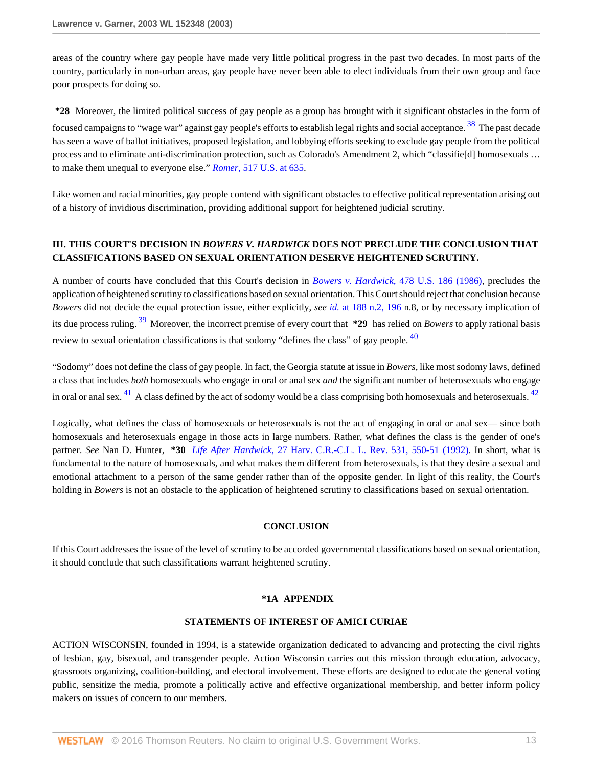areas of the country where gay people have made very little political progress in the past two decades. In most parts of the country, particularly in non-urban areas, gay people have never been able to elect individuals from their own group and face poor prospects for doing so.

**\*28** Moreover, the limited political success of gay people as a group has brought with it significant obstacles in the form of focused campaigns to "wage war" against gay people's efforts to establish legal rights and social acceptance.[38] The past decade has seen a wave of ballot initiatives, proposed legislation, and lobbying efforts seeking to exclude gay people from the political process and to eliminate anti-discrimination protection, such as Colorado's Amendment 2, which "classifie[d] homosexuals … to make them unequal to everyone else." *Romer*, 517 U.S. at 635.

Like women and racial minorities, gay people contend with significant obstacles to effective political representation arising out of a history of invidious discrimination, providing additional support for heightened judicial scrutiny.

## III. THIS COURT'S DECISION IN *BOWERS V. HARDWICK* DOES NOT PRECLUDE THE CONCLUSION THAT CLASSIFICATIONS BASED ON SEXUAL ORIENTATION DESERVE HEIGHTENED SCRUTINY.

A number of courts have concluded that this Court's decision in *Bowers v. Hardwick*, 478 U.S. 186 (1986), precludes the application of heightened scrutiny to classifications based on sexual orientation. This Court should reject that conclusion because *Bowers* did not decide the equal protection issue, either explicitly, *see id.* at 188 n.2, 196 n.8, or by necessary implication of its due process ruling.[39] Moreover, the incorrect premise of every court that **\*29** has relied on *Bowers* to apply rational basis review to sexual orientation classifications is that sodomy "defines the class" of gay people.[40]

"Sodomy" does not define the class of gay people. In fact, the Georgia statute at issue in *Bowers*, like most sodomy laws, defined a class that includes *both* homosexuals who engage in oral or anal sex *and* the significant number of heterosexuals who engage in oral or anal sex.[41] A class defined by the act of sodomy would be a class comprising both homosexuals and heterosexuals.[42]

Logically, what defines the class of homosexuals or heterosexuals is not the act of engaging in oral or anal sex— since both homosexuals and heterosexuals engage in those acts in large numbers. Rather, what defines the class is the gender of one's partner. *See* Nan D. Hunter, **\*30** *Life After Hardwick*, 27 Harv. C.R.-C.L. L. Rev. 531, 550-51 (1992). In short, what is fundamental to the nature of homosexuals, and what makes them different from heterosexuals, is that they desire a sexual and emotional attachment to a person of the same gender rather than of the opposite gender. In light of this reality, the Court's holding in *Bowers* is not an obstacle to the application of heightened scrutiny to classifications based on sexual orientation.

## CONCLUSION

If this Court addresses the issue of the level of scrutiny to be accorded governmental classifications based on sexual orientation, it should conclude that such classifications warrant heightened scrutiny.

## \*1A APPENDIX

### STATEMENTS OF INTEREST OF AMICI CURIAE

ACTION WISCONSIN, founded in 1994, is a statewide organization dedicated to advancing and protecting the civil rights of lesbian, gay, bisexual, and transgender people. Action Wisconsin carries out this mission through education, advocacy, grassroots organizing, coalition-building, and electoral involvement. These efforts are designed to educate the general voting public, sensitize the media, promote a politically active and effective organizational membership, and better inform policy makers on issues of concern to our members.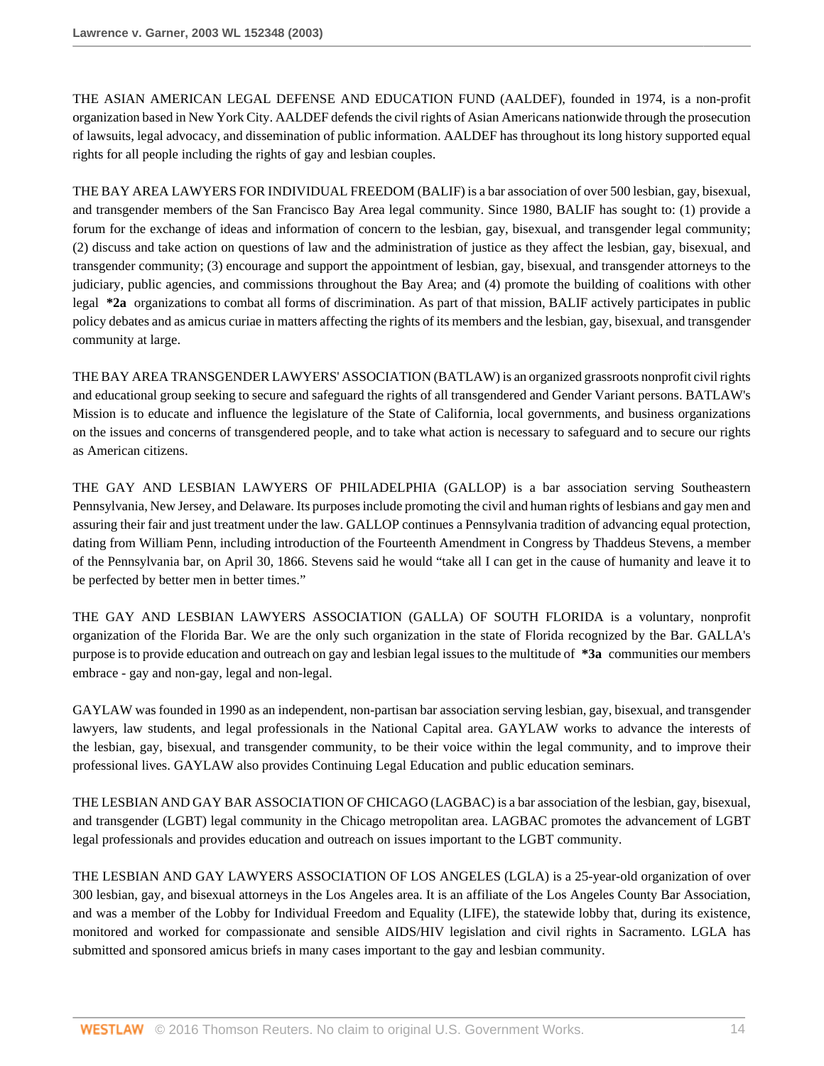THE ASIAN AMERICAN LEGAL DEFENSE AND EDUCATION FUND (AALDEF), founded in 1974, is a non-profit organization based in New York City. AALDEF defends the civil rights of Asian Americans nationwide through the prosecution of lawsuits, legal advocacy, and dissemination of public information. AALDEF has throughout its long history supported equal rights for all people including the rights of gay and lesbian couples.

THE BAY AREA LAWYERS FOR INDIVIDUAL FREEDOM (BALIF) is a bar association of over 500 lesbian, gay, bisexual, and transgender members of the San Francisco Bay Area legal community. Since 1980, BALIF has sought to: (1) provide a forum for the exchange of ideas and information of concern to the lesbian, gay, bisexual, and transgender legal community; (2) discuss and take action on questions of law and the administration of justice as they affect the lesbian, gay, bisexual, and transgender community; (3) encourage and support the appointment of lesbian, gay, bisexual, and transgender attorneys to the judiciary, public agencies, and commissions throughout the Bay Area; and (4) promote the building of coalitions with other legal **\*2a** organizations to combat all forms of discrimination. As part of that mission, BALIF actively participates in public policy debates and as amicus curiae in matters affecting the rights of its members and the lesbian, gay, bisexual, and transgender community at large.

THE BAY AREA TRANSGENDER LAWYERS' ASSOCIATION (BATLAW) is an organized grassroots nonprofit civil rights and educational group seeking to secure and safeguard the rights of all transgendered and Gender Variant persons. BATLAW's Mission is to educate and influence the legislature of the State of California, local governments, and business organizations on the issues and concerns of transgendered people, and to take what action is necessary to safeguard and to secure our rights as American citizens.

THE GAY AND LESBIAN LAWYERS OF PHILADELPHIA (GALLOP) is a bar association serving Southeastern Pennsylvania, New Jersey, and Delaware. Its purposes include promoting the civil and human rights of lesbians and gay men and assuring their fair and just treatment under the law. GALLOP continues a Pennsylvania tradition of advancing equal protection, dating from William Penn, including introduction of the Fourteenth Amendment in Congress by Thaddeus Stevens, a member of the Pennsylvania bar, on April 30, 1866. Stevens said he would "take all I can get in the cause of humanity and leave it to be perfected by better men in better times."

THE GAY AND LESBIAN LAWYERS ASSOCIATION (GALLA) OF SOUTH FLORIDA is a voluntary, nonprofit organization of the Florida Bar. We are the only such organization in the state of Florida recognized by the Bar. GALLA's purpose is to provide education and outreach on gay and lesbian legal issues to the multitude of **\*3a** communities our members embrace - gay and non-gay, legal and non-legal.

GAYLAW was founded in 1990 as an independent, non-partisan bar association serving lesbian, gay, bisexual, and transgender lawyers, law students, and legal professionals in the National Capital area. GAYLAW works to advance the interests of the lesbian, gay, bisexual, and transgender community, to be their voice within the legal community, and to improve their professional lives. GAYLAW also provides Continuing Legal Education and public education seminars.

THE LESBIAN AND GAY BAR ASSOCIATION OF CHICAGO (LAGBAC) is a bar association of the lesbian, gay, bisexual, and transgender (LGBT) legal community in the Chicago metropolitan area. LAGBAC promotes the advancement of LGBT legal professionals and provides education and outreach on issues important to the LGBT community.

THE LESBIAN AND GAY LAWYERS ASSOCIATION OF LOS ANGELES (LGLA) is a 25-year-old organization of over 300 lesbian, gay, and bisexual attorneys in the Los Angeles area. It is an affiliate of the Los Angeles County Bar Association, and was a member of the Lobby for Individual Freedom and Equality (LIFE), the statewide lobby that, during its existence, monitored and worked for compassionate and sensible AIDS/HIV legislation and civil rights in Sacramento. LGLA has submitted and sponsored amicus briefs in many cases important to the gay and lesbian community.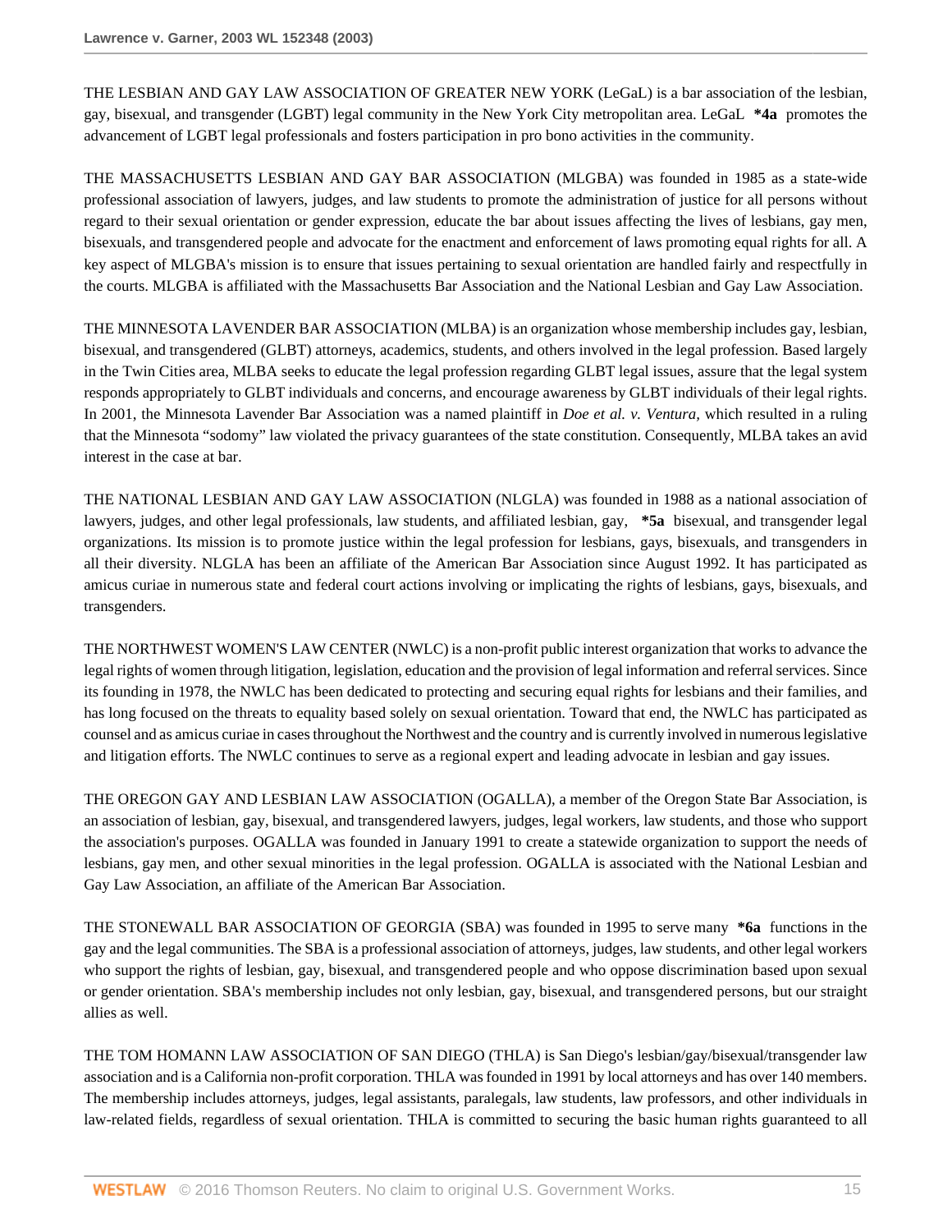THE LESBIAN AND GAY LAW ASSOCIATION OF GREATER NEW YORK (LeGaL) is a bar association of the lesbian, gay, bisexual, and transgender (LGBT) legal community in the New York City metropolitan area. LeGaL **\*4a** promotes the advancement of LGBT legal professionals and fosters participation in pro bono activities in the community.

THE MASSACHUSETTS LESBIAN AND GAY BAR ASSOCIATION (MLGBA) was founded in 1985 as a state-wide professional association of lawyers, judges, and law students to promote the administration of justice for all persons without regard to their sexual orientation or gender expression, educate the bar about issues affecting the lives of lesbians, gay men, bisexuals, and transgendered people and advocate for the enactment and enforcement of laws promoting equal rights for all. A key aspect of MLGBA's mission is to ensure that issues pertaining to sexual orientation are handled fairly and respectfully in the courts. MLGBA is affiliated with the Massachusetts Bar Association and the National Lesbian and Gay Law Association.

THE MINNESOTA LAVENDER BAR ASSOCIATION (MLBA) is an organization whose membership includes gay, lesbian, bisexual, and transgendered (GLBT) attorneys, academics, students, and others involved in the legal profession. Based largely in the Twin Cities area, MLBA seeks to educate the legal profession regarding GLBT legal issues, assure that the legal system responds appropriately to GLBT individuals and concerns, and encourage awareness by GLBT individuals of their legal rights. In 2001, the Minnesota Lavender Bar Association was a named plaintiff in *Doe et al. v. Ventura,* which resulted in a ruling that the Minnesota "sodomy" law violated the privacy guarantees of the state constitution. Consequently, MLBA takes an avid interest in the case at bar.

THE NATIONAL LESBIAN AND GAY LAW ASSOCIATION (NLGLA) was founded in 1988 as a national association of lawyers, judges, and other legal professionals, law students, and affiliated lesbian, gay, **\*5a** bisexual, and transgender legal organizations. Its mission is to promote justice within the legal profession for lesbians, gays, bisexuals, and transgenders in all their diversity. NLGLA has been an affiliate of the American Bar Association since August 1992. It has participated as amicus curiae in numerous state and federal court actions involving or implicating the rights of lesbians, gays, bisexuals, and transgenders.

THE NORTHWEST WOMEN'S LAW CENTER (NWLC) is a non-profit public interest organization that works to advance the legal rights of women through litigation, legislation, education and the provision of legal information and referral services. Since its founding in 1978, the NWLC has been dedicated to protecting and securing equal rights for lesbians and their families, and has long focused on the threats to equality based solely on sexual orientation. Toward that end, the NWLC has participated as counsel and as amicus curiae in cases throughout the Northwest and the country and is currently involved in numerous legislative and litigation efforts. The NWLC continues to serve as a regional expert and leading advocate in lesbian and gay issues.

THE OREGON GAY AND LESBIAN LAW ASSOCIATION (OGALLA), a member of the Oregon State Bar Association, is an association of lesbian, gay, bisexual, and transgendered lawyers, judges, legal workers, law students, and those who support the association's purposes. OGALLA was founded in January 1991 to create a statewide organization to support the needs of lesbians, gay men, and other sexual minorities in the legal profession. OGALLA is associated with the National Lesbian and Gay Law Association, an affiliate of the American Bar Association.

THE STONEWALL BAR ASSOCIATION OF GEORGIA (SBA) was founded in 1995 to serve many **\*6a** functions in the gay and the legal communities. The SBA is a professional association of attorneys, judges, law students, and other legal workers who support the rights of lesbian, gay, bisexual, and transgendered people and who oppose discrimination based upon sexual or gender orientation. SBA's membership includes not only lesbian, gay, bisexual, and transgendered persons, but our straight allies as well.

THE TOM HOMANN LAW ASSOCIATION OF SAN DIEGO (THLA) is San Diego's lesbian/gay/bisexual/transgender law association and is a California non-profit corporation. THLA was founded in 1991 by local attorneys and has over 140 members. The membership includes attorneys, judges, legal assistants, paralegals, law students, law professors, and other individuals in law-related fields, regardless of sexual orientation. THLA is committed to securing the basic human rights guaranteed to all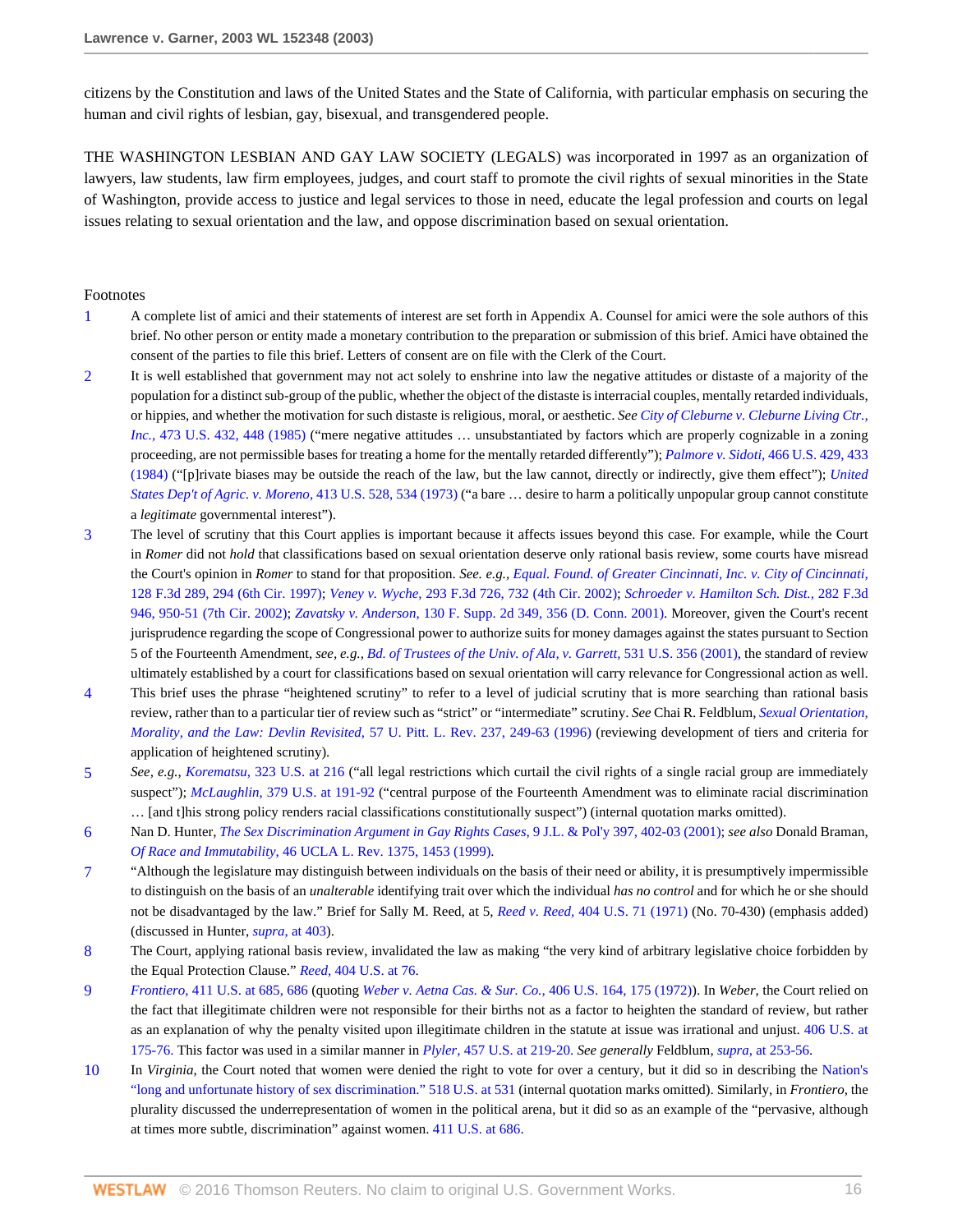citizens by the Constitution and laws of the United States and the State of California, with particular emphasis on securing the human and civil rights of lesbian, gay, bisexual, and transgendered people.

THE WASHINGTON LESBIAN AND GAY LAW SOCIETY (LEGALS) was incorporated in 1997 as an organization of lawyers, law students, law firm employees, judges, and court staff to promote the civil rights of sexual minorities in the State of Washington, provide access to justice and legal services to those in need, educate the legal profession and courts on legal issues relating to sexual orientation and the law, and oppose discrimination based on sexual orientation.

Footnotes

1. A complete list of amici and their statements of interest are set forth in Appendix A. Counsel for amici were the sole authors of this brief. No other person or entity made a monetary contribution to the preparation or submission of this brief. Amici have obtained the consent of the parties to file this brief. Letters of consent are on file with the Clerk of the Court.

2. It is well established that government may not act solely to enshrine into law the negative attitudes or distaste of a majority of the population for a distinct sub-group of the public, whether the object of the distaste is interracial couples, mentally retarded individuals, or hippies, and whether the motivation for such distaste is religious, moral, or aesthetic. *See City of Cleburne v. Cleburne Living Ctr., Inc.,* 473 U.S. 432, 448 (1985) ("mere negative attitudes … unsubstantiated by factors which are properly cognizable in a zoning proceeding, are not permissible bases for treating a home for the mentally retarded differently"); *Palmore v. Sidoti,* 466 U.S. 429, 433 (1984) ("[p]rivate biases may be outside the reach of the law, but the law cannot, directly or indirectly, give them effect"); *United States Dep't of Agric. v. Moreno,* 413 U.S. 528, 534 (1973) ("a bare … desire to harm a politically unpopular group cannot constitute a *legitimate* governmental interest").

3. The level of scrutiny that this Court applies is important because it affects issues beyond this case. For example, while the Court in *Romer* did not *hold* that classifications based on sexual orientation deserve only rational basis review, some courts have misread the Court's opinion in *Romer* to stand for that proposition. *See. e.g., Equal. Found. of Greater Cincinnati, Inc. v. City of Cincinnati,* 128 F.3d 289, 294 (6th Cir. 1997); *Veney v. Wyche,* 293 F.3d 726, 732 (4th Cir. 2002); *Schroeder v. Hamilton Sch. Dist.,* 282 F.3d 946, 950-51 (7th Cir. 2002); *Zavatsky v. Anderson,* 130 F. Supp. 2d 349, 356 (D. Conn. 2001). Moreover, given the Court's recent jurisprudence regarding the scope of Congressional power to authorize suits for money damages against the states pursuant to Section 5 of the Fourteenth Amendment, *see, e.g., Bd. of Trustees of the Univ. of Ala, v. Garrett,* 531 U.S. 356 (2001), the standard of review ultimately established by a court for classifications based on sexual orientation will carry relevance for Congressional action as well.

4. This brief uses the phrase "heightened scrutiny" to refer to a level of judicial scrutiny that is more searching than rational basis review, rather than to a particular tier of review such as "strict" or "intermediate" scrutiny. *See* Chai R. Feldblum, *Sexual Orientation, Morality, and the Law: Devlin Revisited,* 57 U. Pitt. L. Rev. 237, 249-63 (1996) (reviewing development of tiers and criteria for application of heightened scrutiny).

5. *See, e.g., Korematsu,* 323 U.S. at 216 ("all legal restrictions which curtail the civil rights of a single racial group are immediately suspect"); *McLaughlin,* 379 U.S. at 191-92 ("central purpose of the Fourteenth Amendment was to eliminate racial discrimination … [and t]his strong policy renders racial classifications constitutionally suspect") (internal quotation marks omitted).

6. Nan D. Hunter, *The Sex Discrimination Argument in Gay Rights Cases,* 9 J.L. & Pol'y 397, 402-03 (2001); *see also* Donald Braman, *Of Race and Immutability,* 46 UCLA L. Rev. 1375, 1453 (1999).

7. "Although the legislature may distinguish between individuals on the basis of their need or ability, it is presumptively impermissible to distinguish on the basis of an *unalterable* identifying trait over which the individual *has no control* and for which he or she should not be disadvantaged by the law." Brief for Sally M. Reed, at 5, *Reed v. Reed,* 404 U.S. 71 (1971) (No. 70-430) (emphasis added) (discussed in Hunter, *supra,* at 403).

8. The Court, applying rational basis review, invalidated the law as making "the very kind of arbitrary legislative choice forbidden by the Equal Protection Clause." *Reed,* 404 U.S. at 76.

9. *Frontiero,* 411 U.S. at 685, 686 (quoting *Weber v. Aetna Cas. & Sur. Co.,* 406 U.S. 164, 175 (1972)). In *Weber*, the Court relied on the fact that illegitimate children were not responsible for their births not as a factor to heighten the standard of review, but rather as an explanation of why the penalty visited upon illegitimate children in the statute at issue was irrational and unjust. 406 U.S. at 175-76. This factor was used in a similar manner in *Plyler,* 457 U.S. at 219-20. *See generally* Feldblum, *supra,* at 253-56.

10. In *Virginia*, the Court noted that women were denied the right to vote for over a century, but it did so in describing the Nation's "long and unfortunate history of sex discrimination." 518 U.S. at 531 (internal quotation marks omitted). Similarly, in *Frontiero*, the plurality discussed the underrepresentation of women in the political arena, but it did so as an example of the "pervasive, although at times more subtle, discrimination" against women. 411 U.S. at 686.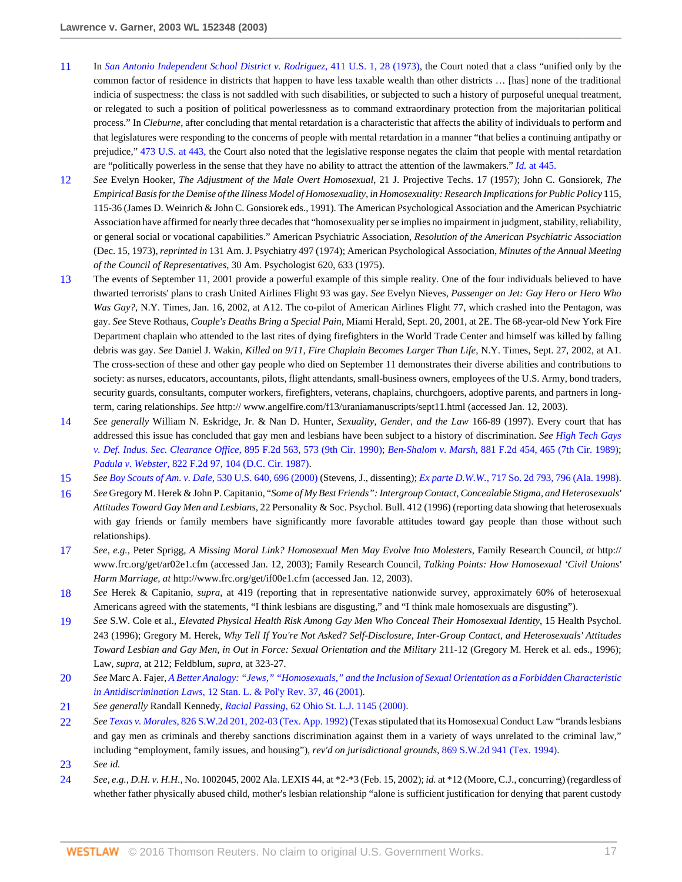11 In *San Antonio Independent School District v. Rodriguez,* 411 U.S. 1, 28 (1973), the Court noted that a class "unified only by the common factor of residence in districts that happen to have less taxable wealth than other districts … [has] none of the traditional indicia of suspectness: the class is not saddled with such disabilities, or subjected to such a history of purposeful unequal treatment, or relegated to such a position of political powerlessness as to command extraordinary protection from the majoritarian political process." In *Cleburne*, after concluding that mental retardation is a characteristic that affects the ability of individuals to perform and that legislatures were responding to the concerns of people with mental retardation in a manner "that belies a continuing antipathy or prejudice," 473 U.S. at 443, the Court also noted that the legislative response negates the claim that people with mental retardation are "politically powerless in the sense that they have no ability to attract the attention of the lawmakers." *Id.* at 445.

12 *See* Evelyn Hooker, *The Adjustment of the Male Overt Homosexual*, 21 J. Projective Techs. 17 (1957); John C. Gonsiorek, *The Empirical Basis for the Demise of the Illness Model of Homosexuality, in Homosexuality: Research Implications for Public Policy* 115, 115-36 (James D. Weinrich & John C. Gonsiorek eds., 1991). The American Psychological Association and the American Psychiatric Association have affirmed for nearly three decades that "homosexuality per se implies no impairment in judgment, stability, reliability, or general social or vocational capabilities." American Psychiatric Association, *Resolution of the American Psychiatric Association* (Dec. 15, 1973), *reprinted in* 131 Am. J. Psychiatry 497 (1974); American Psychological Association, *Minutes of the Annual Meeting of the Council of Representatives*, 30 Am. Psychologist 620, 633 (1975).

13 The events of September 11, 2001 provide a powerful example of this simple reality. One of the four individuals believed to have thwarted terrorists' plans to crash United Airlines Flight 93 was gay. *See* Evelyn Nieves, *Passenger on Jet: Gay Hero or Hero Who Was Gay?*, N.Y. Times, Jan. 16, 2002, at A12. The co-pilot of American Airlines Flight 77, which crashed into the Pentagon, was gay. *See* Steve Rothaus, *Couple's Deaths Bring a Special Pain*, Miami Herald, Sept. 20, 2001, at 2E. The 68-year-old New York Fire Department chaplain who attended to the last rites of dying firefighters in the World Trade Center and himself was killed by falling debris was gay. *See* Daniel J. Wakin, *Killed on 9/11, Fire Chaplain Becomes Larger Than Life*, N.Y. Times, Sept. 27, 2002, at A1. The cross-section of these and other gay people who died on September 11 demonstrates their diverse abilities and contributions to society: as nurses, educators, accountants, pilots, flight attendants, small-business owners, employees of the U.S. Army, bond traders, security guards, consultants, computer workers, firefighters, veterans, chaplains, churchgoers, adoptive parents, and partners in long-term, caring relationships. *See* http:// www.angelfire.com/f13/uraniamanuscripts/sept11.html (accessed Jan. 12, 2003).

14 *See generally* William N. Eskridge, Jr. & Nan D. Hunter, *Sexuality, Gender, and the Law* 166-89 (1997). Every court that has addressed this issue has concluded that gay men and lesbians have been subject to a history of discrimination. *See High Tech Gays v. Def. Indus. Sec. Clearance Office,* 895 F.2d 563, 573 (9th Cir. 1990); *Ben-Shalom v. Marsh,* 881 F.2d 454, 465 (7th Cir. 1989); *Padula v. Webster,* 822 F.2d 97, 104 (D.C. Cir. 1987).

15 *See Boy Scouts of Am. v. Dale,* 530 U.S. 640, 696 (2000) (Stevens, J., dissenting); *Ex parte D.W.W.,* 717 So. 2d 793, 796 (Ala. 1998).

16 *See* Gregory M. Herek & John P. Capitanio, *"Some of My Best Friends": Intergroup Contact, Concealable Stigma, and Heterosexuals' Attitudes Toward Gay Men and Lesbians*, 22 Personality & Soc. Psychol. Bull. 412 (1996) (reporting data showing that heterosexuals with gay friends or family members have significantly more favorable attitudes toward gay people than those without such relationships).

17 *See, e.g.,* Peter Sprigg, *A Missing Moral Link? Homosexual Men May Evolve Into Molesters*, Family Research Council, *at* http:// www.frc.org/get/ar02e1.cfm (accessed Jan. 12, 2003); Family Research Council, *Talking Points: How Homosexual 'Civil Unions' Harm Marriage, at* http://www.frc.org/get/if00e1.cfm (accessed Jan. 12, 2003).

18 *See* Herek & Capitanio, *supra*, at 419 (reporting that in representative nationwide survey, approximately 60% of heterosexual Americans agreed with the statements, "I think lesbians are disgusting," and "I think male homosexuals are disgusting").

19 *See* S.W. Cole et al., *Elevated Physical Health Risk Among Gay Men Who Conceal Their Homosexual Identity*, 15 Health Psychol. 243 (1996); Gregory M. Herek, *Why Tell If You're Not Asked? Self-Disclosure, Inter-Group Contact, and Heterosexuals' Attitudes Toward Lesbian and Gay Men, in Out in Force: Sexual Orientation and the Military* 211-12 (Gregory M. Herek et al. eds., 1996); Law, *supra*, at 212; Feldblum, *supra*, at 323-27.

20 *See* Marc A. Fajer, *A Better Analogy: "Jews," "Homosexuals," and the Inclusion of Sexual Orientation as a Forbidden Characteristic in Antidiscrimination Laws,* 12 Stan. L. & Pol'y Rev. 37, 46 (2001).

21 *See generally* Randall Kennedy, *Racial Passing,* 62 Ohio St. L.J. 1145 (2000).

22 *See Texas v. Morales,* 826 S.W.2d 201, 202-03 (Tex. App. 1992) (Texas stipulated that its Homosexual Conduct Law "brands lesbians and gay men as criminals and thereby sanctions discrimination against them in a variety of ways unrelated to the criminal law," including "employment, family issues, and housing"), *rev'd on jurisdictional grounds*, 869 S.W.2d 941 (Tex. 1994).

23 *See id.*

24 *See, e.g., D.H. v. H.H.,* No. 1002045, 2002 Ala. LEXIS 44, at *2-*3 (Feb. 15, 2002); *id.* at *12 (Moore, C.J., concurring) (regardless of whether father physically abused child, mother's lesbian relationship "alone is sufficient justification for denying that parent custody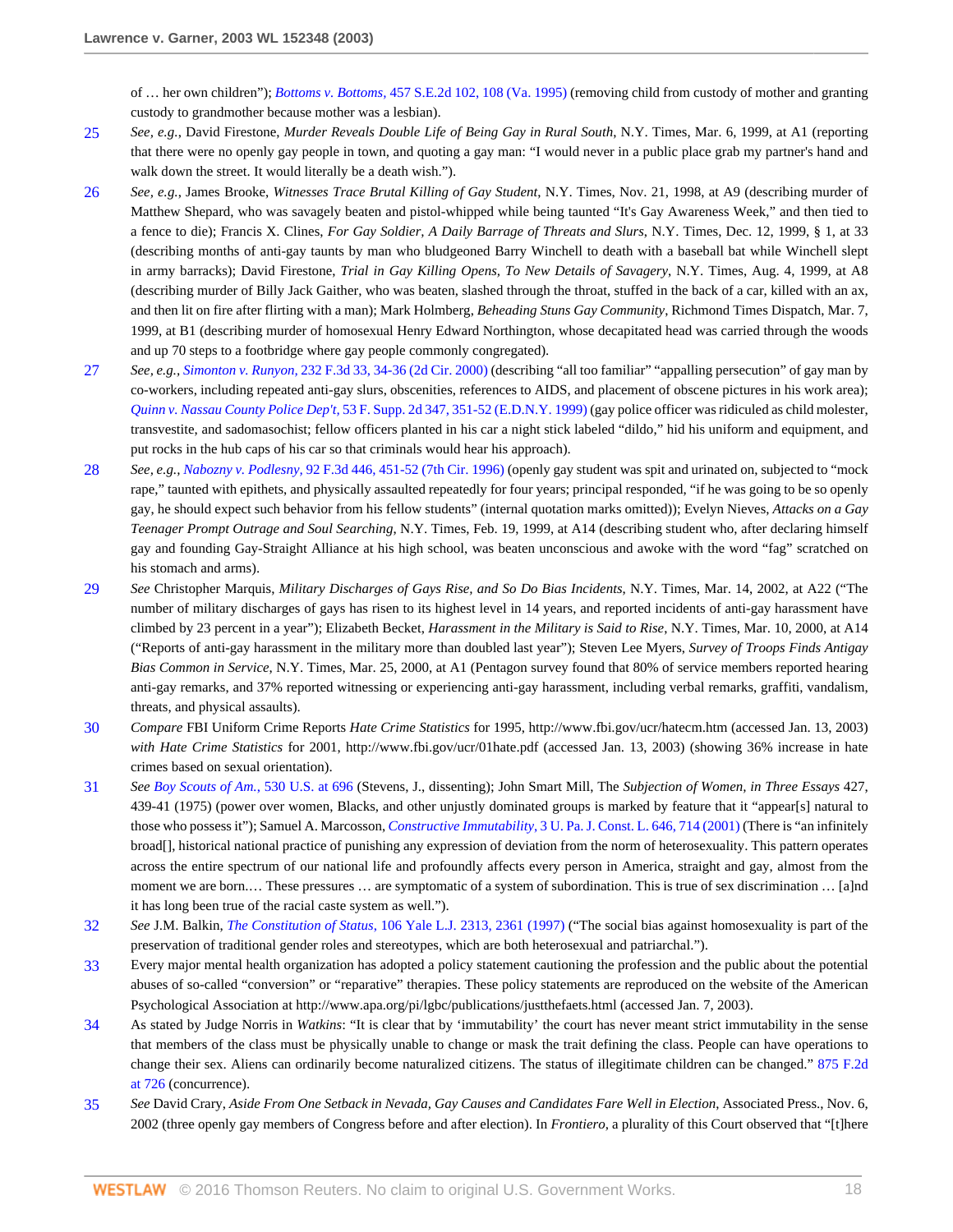of … her own children"); *Bottoms v. Bottoms,* 457 S.E.2d 102, 108 (Va. 1995) (removing child from custody of mother and granting custody to grandmother because mother was a lesbian).

25 *See, e.g.,* David Firestone, *Murder Reveals Double Life of Being Gay in Rural South*, N.Y. Times, Mar. 6, 1999, at A1 (reporting that there were no openly gay people in town, and quoting a gay man: "I would never in a public place grab my partner's hand and walk down the street. It would literally be a death wish.").

26 *See, e.g.,* James Brooke, *Witnesses Trace Brutal Killing of Gay Student*, N.Y. Times, Nov. 21, 1998, at A9 (describing murder of Matthew Shepard, who was savagely beaten and pistol-whipped while being taunted "It's Gay Awareness Week," and then tied to a fence to die); Francis X. Clines, *For Gay Soldier, A Daily Barrage of Threats and Slurs*, N.Y. Times, Dec. 12, 1999, § 1, at 33 (describing months of anti-gay taunts by man who bludgeoned Barry Winchell to death with a baseball bat while Winchell slept in army barracks); David Firestone, *Trial in Gay Killing Opens, To New Details of Savagery*, N.Y. Times, Aug. 4, 1999, at A8 (describing murder of Billy Jack Gaither, who was beaten, slashed through the throat, stuffed in the back of a car, killed with an ax, and then lit on fire after flirting with a man); Mark Holmberg, *Beheading Stuns Gay Community*, Richmond Times Dispatch, Mar. 7, 1999, at B1 (describing murder of homosexual Henry Edward Northington, whose decapitated head was carried through the woods and up 70 steps to a footbridge where gay people commonly congregated).

27 *See, e.g., Simonton v. Runyon,* 232 F.3d 33, 34-36 (2d Cir. 2000) (describing "all too familiar" "appalling persecution" of gay man by co-workers, including repeated anti-gay slurs, obscenities, references to AIDS, and placement of obscene pictures in his work area); *Quinn v. Nassau County Police Dep't,* 53 F. Supp. 2d 347, 351-52 (E.D.N.Y. 1999) (gay police officer was ridiculed as child molester, transvestite, and sadomasochist; fellow officers planted in his car a night stick labeled "dildo," hid his uniform and equipment, and put rocks in the hub caps of his car so that criminals would hear his approach).

28 *See, e.g., Nabozny v. Podlesny,* 92 F.3d 446, 451-52 (7th Cir. 1996) (openly gay student was spit and urinated on, subjected to "mock rape," taunted with epithets, and physically assaulted repeatedly for four years; principal responded, "if he was going to be so openly gay, he should expect such behavior from his fellow students" (internal quotation marks omitted)); Evelyn Nieves, *Attacks on a Gay Teenager Prompt Outrage and Soul Searching*, N.Y. Times, Feb. 19, 1999, at A14 (describing student who, after declaring himself gay and founding Gay-Straight Alliance at his high school, was beaten unconscious and awoke with the word "fag" scratched on his stomach and arms).

29 *See* Christopher Marquis, *Military Discharges of Gays Rise, and So Do Bias Incidents*, N.Y. Times, Mar. 14, 2002, at A22 ("The number of military discharges of gays has risen to its highest level in 14 years, and reported incidents of anti-gay harassment have climbed by 23 percent in a year"); Elizabeth Becket, *Harassment in the Military is Said to Rise*, N.Y. Times, Mar. 10, 2000, at A14 ("Reports of anti-gay harassment in the military more than doubled last year"); Steven Lee Myers, *Survey of Troops Finds Antigay Bias Common in Service*, N.Y. Times, Mar. 25, 2000, at A1 (Pentagon survey found that 80% of service members reported hearing anti-gay remarks, and 37% reported witnessing or experiencing anti-gay harassment, including verbal remarks, graffiti, vandalism, threats, and physical assaults).

30 *Compare* FBI Uniform Crime Reports *Hate Crime Statistics* for 1995, http://www.fbi.gov/ucr/hatecm.htm (accessed Jan. 13, 2003) *with Hate Crime Statistics* for 2001, http://www.fbi.gov/ucr/01hate.pdf (accessed Jan. 13, 2003) (showing 36% increase in hate crimes based on sexual orientation).

31 *See Boy Scouts of Am.,* 530 U.S. at 696 (Stevens, J., dissenting); John Smart Mill, The *Subjection of Women, in Three Essays* 427, 439-41 (1975) (power over women, Blacks, and other unjustly dominated groups is marked by feature that it "appear[s] natural to those who possess it"); Samuel A. Marcosson, *Constructive Immutability,* 3 U. Pa. J. Const. L. 646, 714 (2001) (There is "an infinitely broad[], historical national practice of punishing any expression of deviation from the norm of heterosexuality. This pattern operates across the entire spectrum of our national life and profoundly affects every person in America, straight and gay, almost from the moment we are born.… These pressures … are symptomatic of a system of subordination. This is true of sex discrimination … [a]nd it has long been true of the racial caste system as well.").

32 *See* J.M. Balkin, *The Constitution of Status,* 106 Yale L.J. 2313, 2361 (1997) ("The social bias against homosexuality is part of the preservation of traditional gender roles and stereotypes, which are both heterosexual and patriarchal.").

33 Every major mental health organization has adopted a policy statement cautioning the profession and the public about the potential abuses of so-called "conversion" or "reparative" therapies. These policy statements are reproduced on the website of the American Psychological Association at http://www.apa.org/pi/lgbc/publications/justthefaets.html (accessed Jan. 7, 2003).

34 As stated by Judge Norris in *Watkins*: "It is clear that by 'immutability' the court has never meant strict immutability in the sense that members of the class must be physically unable to change or mask the trait defining the class. People can have operations to change their sex. Aliens can ordinarily become naturalized citizens. The status of illegitimate children can be changed." 875 F.2d at 726 (concurrence).

35 *See* David Crary, *Aside From One Setback in Nevada, Gay Causes and Candidates Fare Well in Election*, Associated Press., Nov. 6, 2002 (three openly gay members of Congress before and after election). In *Frontiero*, a plurality of this Court observed that "[t]here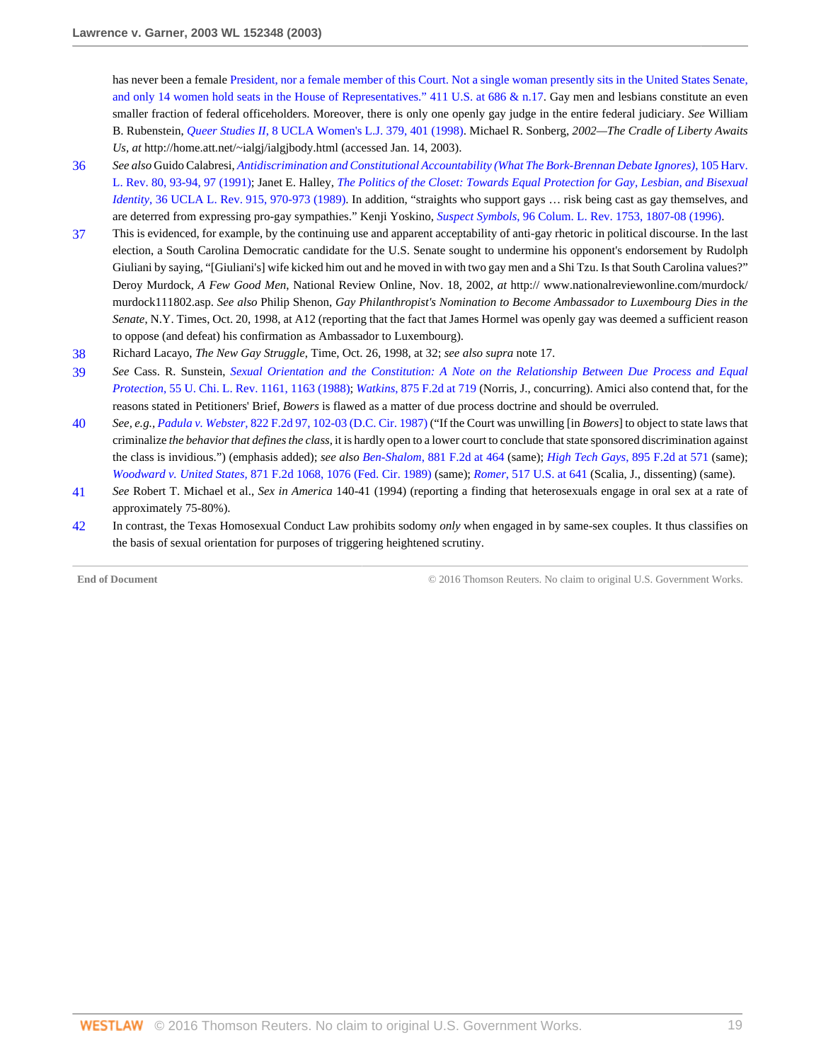has never been a female President, nor a female member of this Court. Not a single woman presently sits in the United States Senate, and only 14 women hold seats in the House of Representatives." 411 U.S. at 686 & n.17. Gay men and lesbians constitute an even smaller fraction of federal officeholders. Moreover, there is only one openly gay judge in the entire federal judiciary. *See* William B. Rubenstein, *Queer Studies II*, 8 UCLA Women's L.J. 379, 401 (1998). Michael R. Sonberg, *2002—The Cradle of Liberty Awaits Us*, *at* http://home.att.net/~ialgj/ialgjbody.html (accessed Jan. 14, 2003).

36 *See also* Guido Calabresi, *Antidiscrimination and Constitutional Accountability (What The Bork-Brennan Debate Ignores)*, 105 Harv. L. Rev. 80, 93-94, 97 (1991); Janet E. Halley, *The Politics of the Closet: Towards Equal Protection for Gay, Lesbian, and Bisexual Identity*, 36 UCLA L. Rev. 915, 970-973 (1989). In addition, "straights who support gays … risk being cast as gay themselves, and are deterred from expressing pro-gay sympathies." Kenji Yoskino, *Suspect Symbols*, 96 Colum. L. Rev. 1753, 1807-08 (1996).

37 This is evidenced, for example, by the continuing use and apparent acceptability of anti-gay rhetoric in political discourse. In the last election, a South Carolina Democratic candidate for the U.S. Senate sought to undermine his opponent's endorsement by Rudolph Giuliani by saying, "[Giuliani's] wife kicked him out and he moved in with two gay men and a Shi Tzu. Is that South Carolina values?" Deroy Murdock, *A Few Good Men*, National Review Online, Nov. 18, 2002, *at* http:// www.nationalreviewonline.com/murdock/murdock111802.asp. *See also* Philip Shenon, *Gay Philanthropist's Nomination to Become Ambassador to Luxembourg Dies in the Senate*, N.Y. Times, Oct. 20, 1998, at A12 (reporting that the fact that James Hormel was openly gay was deemed a sufficient reason to oppose (and defeat) his confirmation as Ambassador to Luxembourg).

38 Richard Lacayo, *The New Gay Struggle*, Time, Oct. 26, 1998, at 32; *see also supra* note 17.

39 *See* Cass. R. Sunstein, *Sexual Orientation and the Constitution: A Note on the Relationship Between Due Process and Equal Protection*, 55 U. Chi. L. Rev. 1161, 1163 (1988); *Watkins*, 875 F.2d at 719 (Norris, J., concurring). Amici also contend that, for the reasons stated in Petitioners' Brief, *Bowers* is flawed as a matter of due process doctrine and should be overruled.

40 *See, e.g., Padula v. Webster*, 822 F.2d 97, 102-03 (D.C. Cir. 1987) ("If the Court was unwilling [in *Bowers*] to object to state laws that criminalize *the behavior that defines the class*, it is hardly open to a lower court to conclude that state sponsored discrimination against the class is invidious.") (emphasis added); *see also Ben-Shalom*, 881 F.2d at 464 (same); *High Tech Gays*, 895 F.2d at 571 (same); *Woodward v. United States*, 871 F.2d 1068, 1076 (Fed. Cir. 1989) (same); *Romer*, 517 U.S. at 641 (Scalia, J., dissenting) (same).

41 *See* Robert T. Michael et al., *Sex in America* 140-41 (1994) (reporting a finding that heterosexuals engage in oral sex at a rate of approximately 75-80%).

42 In contrast, the Texas Homosexual Conduct Law prohibits sodomy *only* when engaged in by same-sex couples. It thus classifies on the basis of sexual orientation for purposes of triggering heightened scrutiny.

**End of Document**